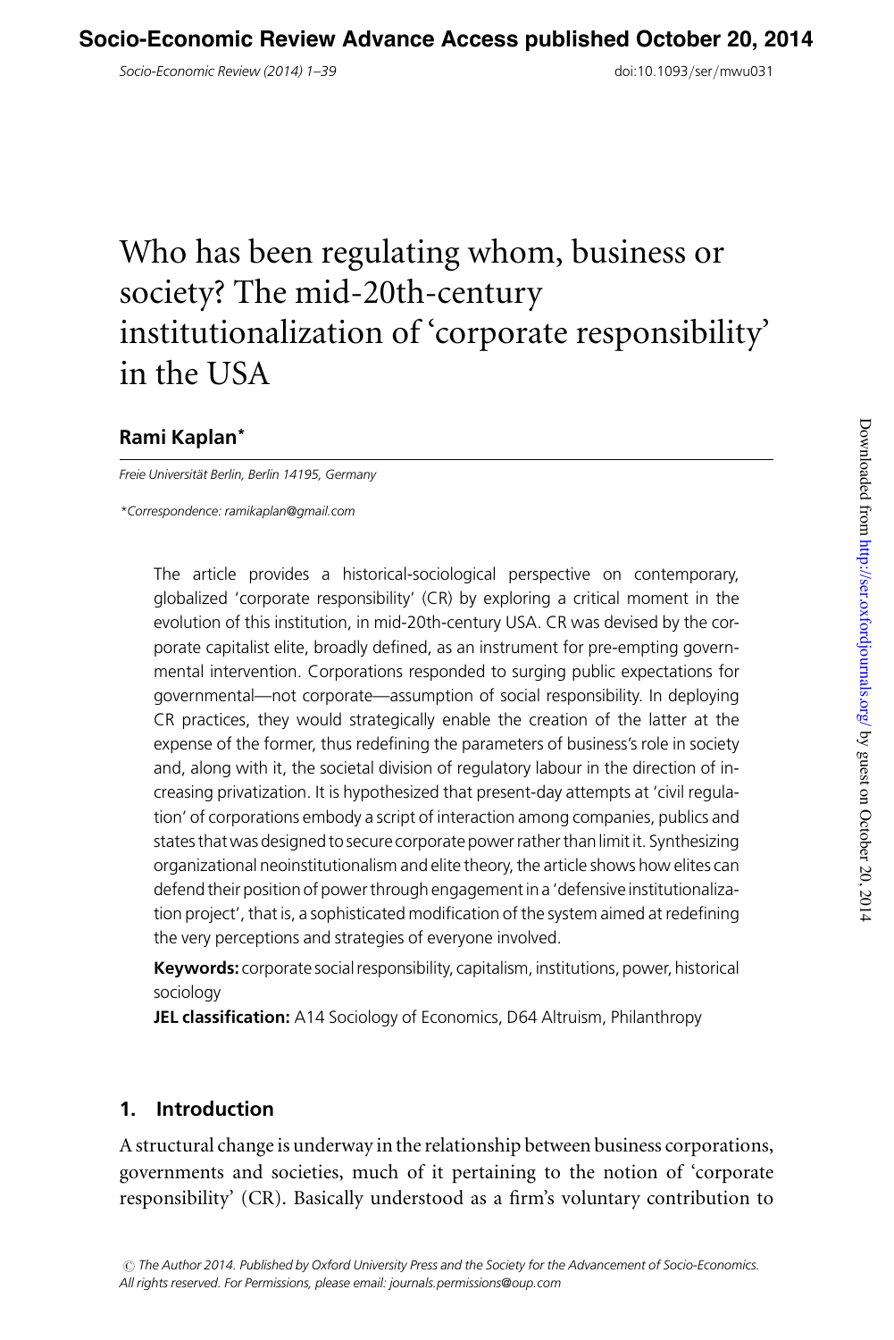# Who has been regulating whom, business or society? The mid-20th-century institutionalization of 'corporate responsibility' in the USA

**Rami Kaplan***

*Freie Universität Berlin, Berlin 14195, Germany*

*\*Correspondence: ramikaplan@gmail.com*

The article provides a historical-sociological perspective on contemporary, globalized 'corporate responsibility' (CR) by exploring a critical moment in the evolution of this institution, in mid-20th-century USA. CR was devised by the corporate capitalist elite, broadly defined, as an instrument for pre-empting governmental intervention. Corporations responded to surging public expectations for governmental—not corporate—assumption of social responsibility. In deploying CR practices, they would strategically enable the creation of the latter at the expense of the former, thus redefining the parameters of business's role in society and, along with it, the societal division of regulatory labour in the direction of increasing privatization. It is hypothesized that present-day attempts at 'civil regulation' of corporations embody a script of interaction among companies, publics and states that was designed to secure corporate power rather than limit it. Synthesizing organizational neoinstitutionalism and elite theory, the article shows how elites can defend their position of power through engagement in a 'defensive institutionalization project', that is, a sophisticated modification of the system aimed at redefining the very perceptions and strategies of everyone involved.

**Keywords:** corporate social responsibility, capitalism, institutions, power, historical sociology

**JEL classification:** A14 Sociology of Economics, D64 Altruism, Philanthropy

## 1. Introduction

A structural change is underway in the relationship between business corporations, governments and societies, much of it pertaining to the notion of 'corporate responsibility' (CR). Basically understood as a firm's voluntary contribution to

© The Author 2014. Published by Oxford University Press and the Society for the Advancement of Socio-Economics. All rights reserved. For Permissions, please email: journals.permissions@oup.com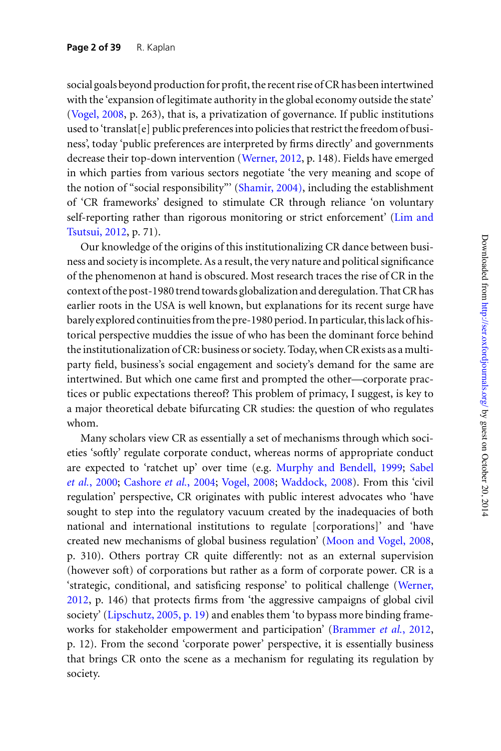social goals beyond production for profit, the recent rise of CR has been intertwined with the 'expansion of legitimate authority in the global economy outside the state' (Vogel, 2008, p. 263), that is, a privatization of governance. If public institutions used to 'translat[e] public preferences into policies that restrict the freedom of business', today 'public preferences are interpreted by firms directly' and governments decrease their top-down intervention (Werner, 2012, p. 148). Fields have emerged in which parties from various sectors negotiate 'the very meaning and scope of the notion of "social responsibility"' (Shamir, 2004), including the establishment of 'CR frameworks' designed to stimulate CR through reliance 'on voluntary self-reporting rather than rigorous monitoring or strict enforcement' (Lim and Tsutsui, 2012, p. 71).

Our knowledge of the origins of this institutionalizing CR dance between business and society is incomplete. As a result, the very nature and political significance of the phenomenon at hand is obscured. Most research traces the rise of CR in the context of the post-1980 trend towards globalization and deregulation. That CR has earlier roots in the USA is well known, but explanations for its recent surge have barely explored continuities from the pre-1980 period. In particular, this lack of historical perspective muddies the issue of who has been the dominant force behind the institutionalization of CR: business or society. Today, when CR exists as a multi-party field, business's social engagement and society's demand for the same are intertwined. But which one came first and prompted the other—corporate practices or public expectations thereof? This problem of primacy, I suggest, is key to a major theoretical debate bifurcating CR studies: the question of who regulates whom.

Many scholars view CR as essentially a set of mechanisms through which societies 'softly' regulate corporate conduct, whereas norms of appropriate conduct are expected to 'ratchet up' over time (e.g. Murphy and Bendell, 1999; Sabel *et al.*, 2000; Cashore *et al.*, 2004; Vogel, 2008; Waddock, 2008). From this 'civil regulation' perspective, CR originates with public interest advocates who 'have sought to step into the regulatory vacuum created by the inadequacies of both national and international institutions to regulate [corporations]' and 'have created new mechanisms of global business regulation' (Moon and Vogel, 2008, p. 310). Others portray CR quite differently: not as an external supervision (however soft) of corporations but rather as a form of corporate power. CR is a 'strategic, conditional, and satisficing response' to political challenge (Werner, 2012, p. 146) that protects firms from 'the aggressive campaigns of global civil society' (Lipschutz, 2005, p. 19) and enables them 'to bypass more binding frameworks for stakeholder empowerment and participation' (Brammer *et al.*, 2012, p. 12). From the second 'corporate power' perspective, it is essentially business that brings CR onto the scene as a mechanism for regulating its regulation by society.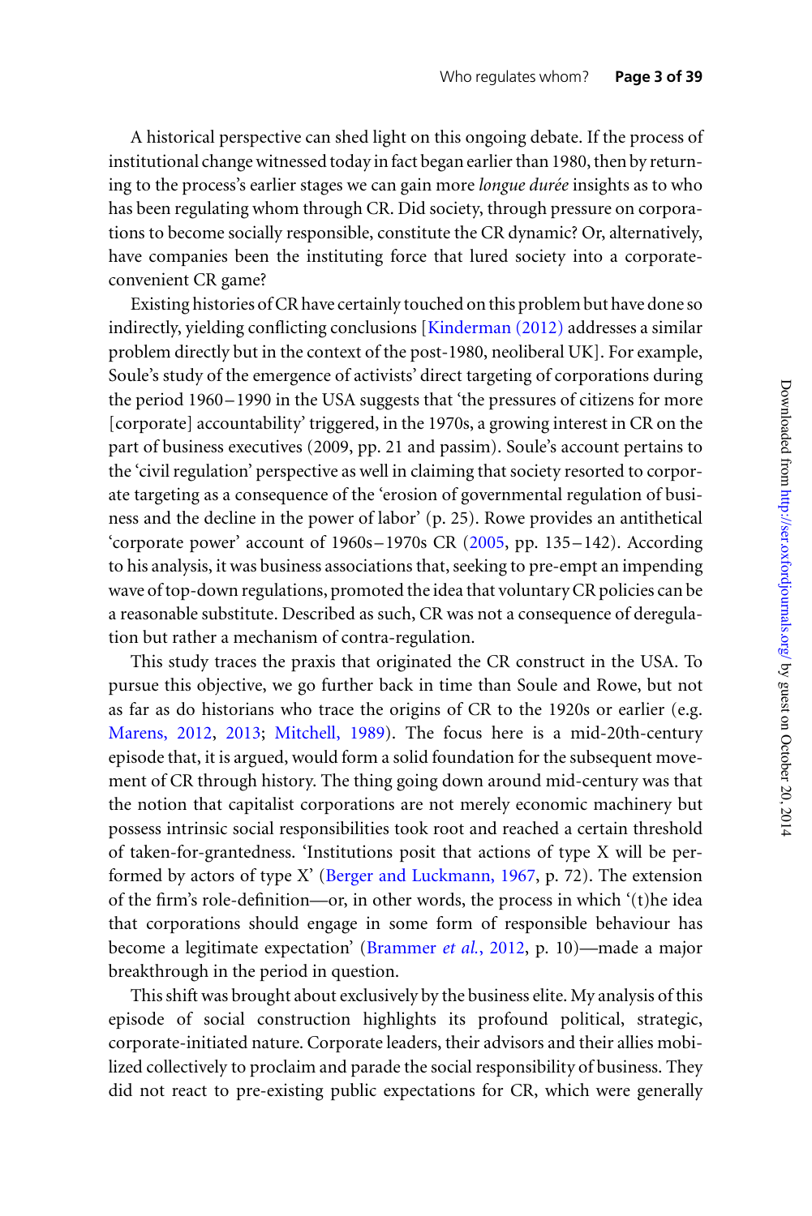A historical perspective can shed light on this ongoing debate. If the process of institutional change witnessed today in fact began earlier than 1980, then by returning to the process's earlier stages we can gain more *longue durée* insights as to who has been regulating whom through CR. Did society, through pressure on corporations to become socially responsible, constitute the CR dynamic? Or, alternatively, have companies been the instituting force that lured society into a corporate-convenient CR game?

Existing histories of CR have certainly touched on this problem but have done so indirectly, yielding conflicting conclusions [Kinderman (2012) addresses a similar problem directly but in the context of the post-1980, neoliberal UK]. For example, Soule's study of the emergence of activists' direct targeting of corporations during the period 1960–1990 in the USA suggests that 'the pressures of citizens for more [corporate] accountability' triggered, in the 1970s, a growing interest in CR on the part of business executives (2009, pp. 21 and passim). Soule's account pertains to the 'civil regulation' perspective as well in claiming that society resorted to corporate targeting as a consequence of the 'erosion of governmental regulation of business and the decline in the power of labor' (p. 25). Rowe provides an antithetical 'corporate power' account of 1960s–1970s CR (2005, pp. 135–142). According to his analysis, it was business associations that, seeking to pre-empt an impending wave of top-down regulations, promoted the idea that voluntary CR policies can be a reasonable substitute. Described as such, CR was not a consequence of deregulation but rather a mechanism of contra-regulation.

This study traces the praxis that originated the CR construct in the USA. To pursue this objective, we go further back in time than Soule and Rowe, but not as far as do historians who trace the origins of CR to the 1920s or earlier (e.g. Marens, 2012, 2013; Mitchell, 1989). The focus here is a mid-20th-century episode that, it is argued, would form a solid foundation for the subsequent movement of CR through history. The thing going down around mid-century was that the notion that capitalist corporations are not merely economic machinery but possess intrinsic social responsibilities took root and reached a certain threshold of taken-for-grantedness. 'Institutions posit that actions of type X will be performed by actors of type X' (Berger and Luckmann, 1967, p. 72). The extension of the firm's role-definition—or, in other words, the process in which '(t)he idea that corporations should engage in some form of responsible behaviour has become a legitimate expectation' (Brammer *et al.*, 2012, p. 10)—made a major breakthrough in the period in question.

This shift was brought about exclusively by the business elite. My analysis of this episode of social construction highlights its profound political, strategic, corporate-initiated nature. Corporate leaders, their advisors and their allies mobilized collectively to proclaim and parade the social responsibility of business. They did not react to pre-existing public expectations for CR, which were generally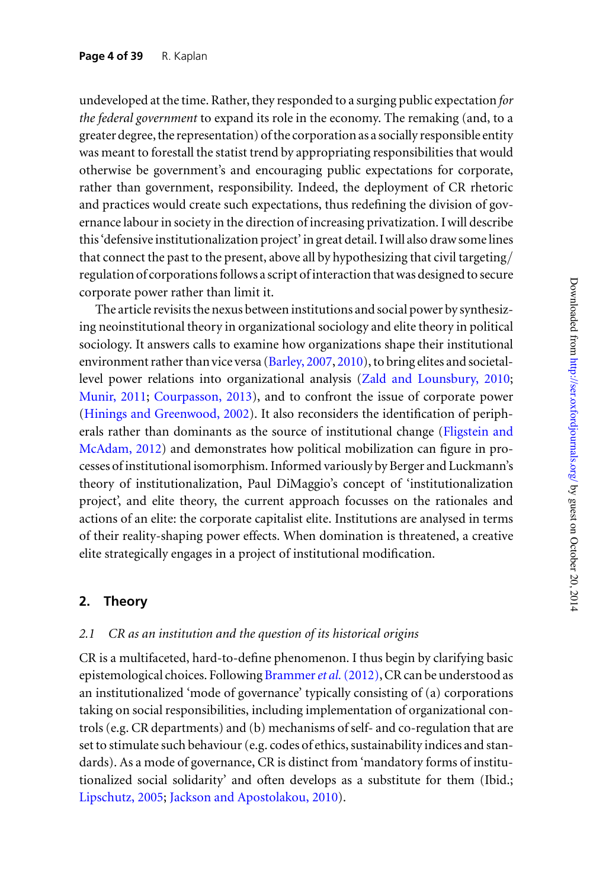undeveloped at the time. Rather, they responded to a surging public expectation *for the federal government* to expand its role in the economy. The remaking (and, to a greater degree, the representation) of the corporation as a socially responsible entity was meant to forestall the statist trend by appropriating responsibilities that would otherwise be government's and encouraging public expectations for corporate, rather than government, responsibility. Indeed, the deployment of CR rhetoric and practices would create such expectations, thus redefining the division of governance labour in society in the direction of increasing privatization. I will describe this 'defensive institutionalization project' in great detail. I will also draw some lines that connect the past to the present, above all by hypothesizing that civil targeting/regulation of corporations follows a script of interaction that was designed to secure corporate power rather than limit it.

The article revisits the nexus between institutions and social power by synthesizing neoinstitutional theory in organizational sociology and elite theory in political sociology. It answers calls to examine how organizations shape their institutional environment rather than vice versa (Barley, 2007, 2010), to bring elites and societal-level power relations into organizational analysis (Zald and Lounsbury, 2010; Munir, 2011; Courpasson, 2013), and to confront the issue of corporate power (Hinings and Greenwood, 2002). It also reconsiders the identification of peripherals rather than dominants as the source of institutional change (Fligstein and McAdam, 2012) and demonstrates how political mobilization can figure in processes of institutional isomorphism. Informed variously by Berger and Luckmann's theory of institutionalization, Paul DiMaggio's concept of 'institutionalization project', and elite theory, the current approach focusses on the rationales and actions of an elite: the corporate capitalist elite. Institutions are analysed in terms of their reality-shaping power effects. When domination is threatened, a creative elite strategically engages in a project of institutional modification.

## 2. Theory

### *2.1 CR as an institution and the question of its historical origins*

CR is a multifaceted, hard-to-define phenomenon. I thus begin by clarifying basic epistemological choices. Following Brammer *et al.* (2012), CR can be understood as an institutionalized 'mode of governance' typically consisting of (a) corporations taking on social responsibilities, including implementation of organizational controls (e.g. CR departments) and (b) mechanisms of self- and co-regulation that are set to stimulate such behaviour (e.g. codes of ethics, sustainability indices and standards). As a mode of governance, CR is distinct from 'mandatory forms of institutionalized social solidarity' and often develops as a substitute for them (Ibid.; Lipschutz, 2005; Jackson and Apostolakou, 2010).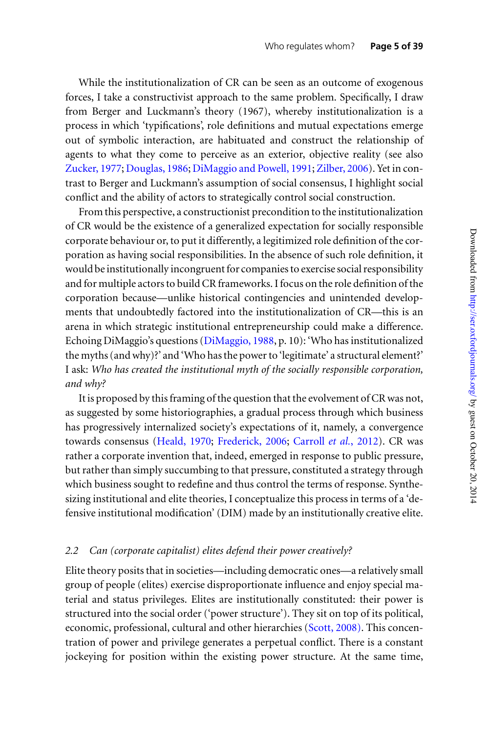While the institutionalization of CR can be seen as an outcome of exogenous forces, I take a constructivist approach to the same problem. Specifically, I draw from Berger and Luckmann's theory (1967), whereby institutionalization is a process in which 'typifications', role definitions and mutual expectations emerge out of symbolic interaction, are habituated and construct the relationship of agents to what they come to perceive as an exterior, objective reality (see also Zucker, 1977; Douglas, 1986; DiMaggio and Powell, 1991; Zilber, 2006). Yet in contrast to Berger and Luckmann's assumption of social consensus, I highlight social conflict and the ability of actors to strategically control social construction.

From this perspective, a constructionist precondition to the institutionalization of CR would be the existence of a generalized expectation for socially responsible corporate behaviour or, to put it differently, a legitimized role definition of the corporation as having social responsibilities. In the absence of such role definition, it would be institutionally incongruent for companies to exercise social responsibility and for multiple actors to build CR frameworks. I focus on the role definition of the corporation because—unlike historical contingencies and unintended developments that undoubtedly factored into the institutionalization of CR—this is an arena in which strategic institutional entrepreneurship could make a difference. Echoing DiMaggio's questions (DiMaggio, 1988, p. 10): 'Who has institutionalized the myths (and why)?' and 'Who has the power to 'legitimate' a structural element?' I ask: *Who has created the institutional myth of the socially responsible corporation, and why?*

It is proposed by this framing of the question that the evolvement of CR was not, as suggested by some historiographies, a gradual process through which business has progressively internalized society's expectations of it, namely, a convergence towards consensus (Heald, 1970; Frederick, 2006; Carroll *et al.*, 2012). CR was rather a corporate invention that, indeed, emerged in response to public pressure, but rather than simply succumbing to that pressure, constituted a strategy through which business sought to redefine and thus control the terms of response. Synthesizing institutional and elite theories, I conceptualize this process in terms of a 'defensive institutional modification' (DIM) made by an institutionally creative elite.

### *2.2 Can (corporate capitalist) elites defend their power creatively?*

Elite theory posits that in societies—including democratic ones—a relatively small group of people (elites) exercise disproportionate influence and enjoy special material and status privileges. Elites are institutionally constituted: their power is structured into the social order ('power structure'). They sit on top of its political, economic, professional, cultural and other hierarchies (Scott, 2008). This concentration of power and privilege generates a perpetual conflict. There is a constant jockeying for position within the existing power structure. At the same time,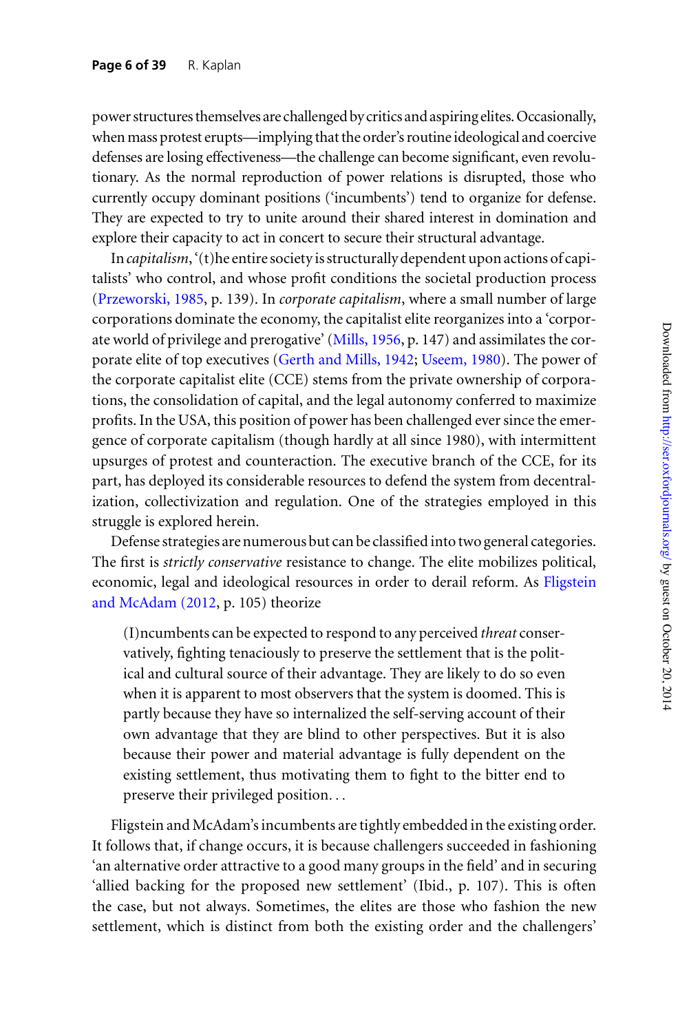power structures themselves are challenged by critics and aspiring elites. Occasionally, when mass protest erupts—implying that the order's routine ideological and coercive defenses are losing effectiveness—the challenge can become significant, even revolutionary. As the normal reproduction of power relations is disrupted, those who currently occupy dominant positions ('incumbents') tend to organize for defense. They are expected to try to unite around their shared interest in domination and explore their capacity to act in concert to secure their structural advantage.

In *capitalism*, '(t)he entire society is structurally dependent upon actions of capitalists' who control, and whose profit conditions the societal production process (Przeworski, 1985, p. 139). In *corporate capitalism*, where a small number of large corporations dominate the economy, the capitalist elite reorganizes into a 'corporate world of privilege and prerogative' (Mills, 1956, p. 147) and assimilates the corporate elite of top executives (Gerth and Mills, 1942; Useem, 1980). The power of the corporate capitalist elite (CCE) stems from the private ownership of corporations, the consolidation of capital, and the legal autonomy conferred to maximize profits. In the USA, this position of power has been challenged ever since the emergence of corporate capitalism (though hardly at all since 1980), with intermittent upsurges of protest and counteraction. The executive branch of the CCE, for its part, has deployed its considerable resources to defend the system from decentralization, collectivization and regulation. One of the strategies employed in this struggle is explored herein.

Defense strategies are numerous but can be classified into two general categories. The first is *strictly conservative* resistance to change. The elite mobilizes political, economic, legal and ideological resources in order to derail reform. As Fligstein and McAdam (2012, p. 105) theorize

> (I)ncumbents can be expected to respond to any perceived *threat* conservatively, fighting tenaciously to preserve the settlement that is the political and cultural source of their advantage. They are likely to do so even when it is apparent to most observers that the system is doomed. This is partly because they have so internalized the self-serving account of their own advantage that they are blind to other perspectives. But it is also because their power and material advantage is fully dependent on the existing settlement, thus motivating them to fight to the bitter end to preserve their privileged position...

Fligstein and McAdam's incumbents are tightly embedded in the existing order. It follows that, if change occurs, it is because challengers succeeded in fashioning 'an alternative order attractive to a good many groups in the field' and in securing 'allied backing for the proposed new settlement' (Ibid., p. 107). This is often the case, but not always. Sometimes, the elites are those who fashion the new settlement, which is distinct from both the existing order and the challengers'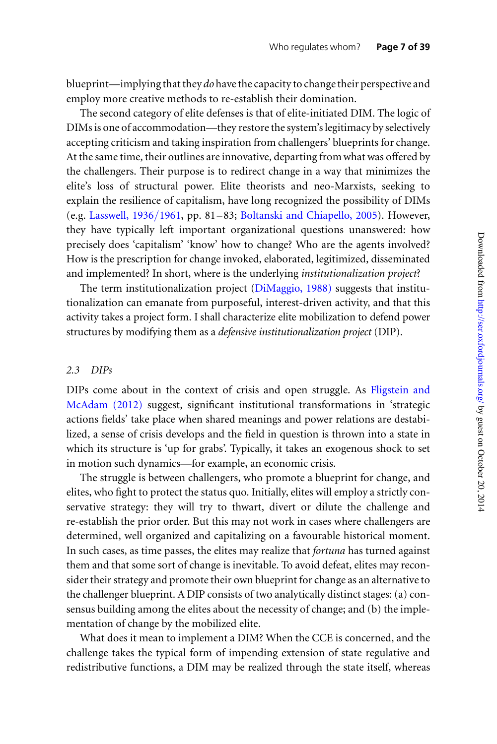blueprint—implying that they *do* have the capacity to change their perspective and employ more creative methods to re-establish their domination.

The second category of elite defenses is that of elite-initiated DIM. The logic of DIMs is one of accommodation—they restore the system's legitimacy by selectively accepting criticism and taking inspiration from challengers' blueprints for change. At the same time, their outlines are innovative, departing from what was offered by the challengers. Their purpose is to redirect change in a way that minimizes the elite's loss of structural power. Elite theorists and neo-Marxists, seeking to explain the resilience of capitalism, have long recognized the possibility of DIMs (e.g. Lasswell, 1936/1961, pp. 81–83; Boltanski and Chiapello, 2005). However, they have typically left important organizational questions unanswered: how precisely does 'capitalism' 'know' how to change? Who are the agents involved? How is the prescription for change invoked, elaborated, legitimized, disseminated and implemented? In short, where is the underlying *institutionalization project*?

The term institutionalization project (DiMaggio, 1988) suggests that institutionalization can emanate from purposeful, interest-driven activity, and that this activity takes a project form. I shall characterize elite mobilization to defend power structures by modifying them as a *defensive institutionalization project* (DIP).

### *2.3 DIPs*

DIPs come about in the context of crisis and open struggle. As Fligstein and McAdam (2012) suggest, significant institutional transformations in 'strategic actions fields' take place when shared meanings and power relations are destabilized, a sense of crisis develops and the field in question is thrown into a state in which its structure is 'up for grabs'. Typically, it takes an exogenous shock to set in motion such dynamics—for example, an economic crisis.

The struggle is between challengers, who promote a blueprint for change, and elites, who fight to protect the status quo. Initially, elites will employ a strictly conservative strategy: they will try to thwart, divert or dilute the challenge and re-establish the prior order. But this may not work in cases where challengers are determined, well organized and capitalizing on a favourable historical moment. In such cases, as time passes, the elites may realize that *fortuna* has turned against them and that some sort of change is inevitable. To avoid defeat, elites may reconsider their strategy and promote their own blueprint for change as an alternative to the challenger blueprint. A DIP consists of two analytically distinct stages: (a) consensus building among the elites about the necessity of change; and (b) the implementation of change by the mobilized elite.

What does it mean to implement a DIM? When the CCE is concerned, and the challenge takes the typical form of impending extension of state regulative and redistributive functions, a DIM may be realized through the state itself, whereas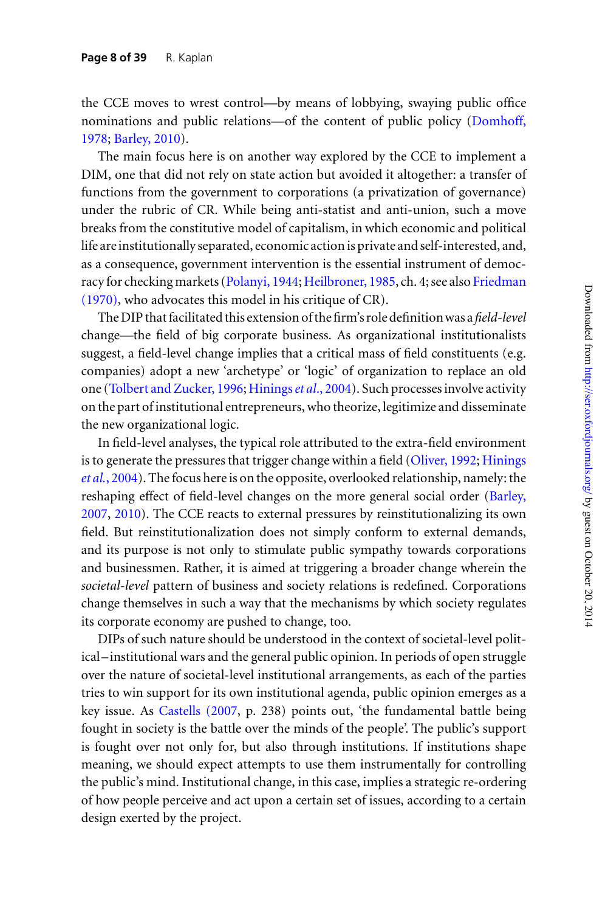the CCE moves to wrest control—by means of lobbying, swaying public office nominations and public relations—of the content of public policy (Domhoff, 1978; Barley, 2010).

The main focus here is on another way explored by the CCE to implement a DIM, one that did not rely on state action but avoided it altogether: a transfer of functions from the government to corporations (a privatization of governance) under the rubric of CR. While being anti-statist and anti-union, such a move breaks from the constitutive model of capitalism, in which economic and political life are institutionally separated, economic action is private and self-interested, and, as a consequence, government intervention is the essential instrument of democracy for checking markets (Polanyi, 1944; Heilbroner, 1985, ch. 4; see also Friedman (1970), who advocates this model in his critique of CR).

The DIP that facilitated this extension of the firm's role definition was a *field-level* change—the field of big corporate business. As organizational institutionalists suggest, a field-level change implies that a critical mass of field constituents (e.g. companies) adopt a new 'archetype' or 'logic' of organization to replace an old one (Tolbert and Zucker, 1996; Hinings *et al.*, 2004). Such processes involve activity on the part of institutional entrepreneurs, who theorize, legitimize and disseminate the new organizational logic.

In field-level analyses, the typical role attributed to the extra-field environment is to generate the pressures that trigger change within a field (Oliver, 1992; Hinings *et al.*, 2004). The focus here is on the opposite, overlooked relationship, namely: the reshaping effect of field-level changes on the more general social order (Barley, 2007, 2010). The CCE reacts to external pressures by reinstitutionalizing its own field. But reinstitutionalization does not simply conform to external demands, and its purpose is not only to stimulate public sympathy towards corporations and businessmen. Rather, it is aimed at triggering a broader change wherein the *societal-level* pattern of business and society relations is redefined. Corporations change themselves in such a way that the mechanisms by which society regulates its corporate economy are pushed to change, too.

DIPs of such nature should be understood in the context of societal-level political–institutional wars and the general public opinion. In periods of open struggle over the nature of societal-level institutional arrangements, as each of the parties tries to win support for its own institutional agenda, public opinion emerges as a key issue. As Castells (2007, p. 238) points out, 'the fundamental battle being fought in society is the battle over the minds of the people'. The public's support is fought over not only for, but also through institutions. If institutions shape meaning, we should expect attempts to use them instrumentally for controlling the public's mind. Institutional change, in this case, implies a strategic re-ordering of how people perceive and act upon a certain set of issues, according to a certain design exerted by the project.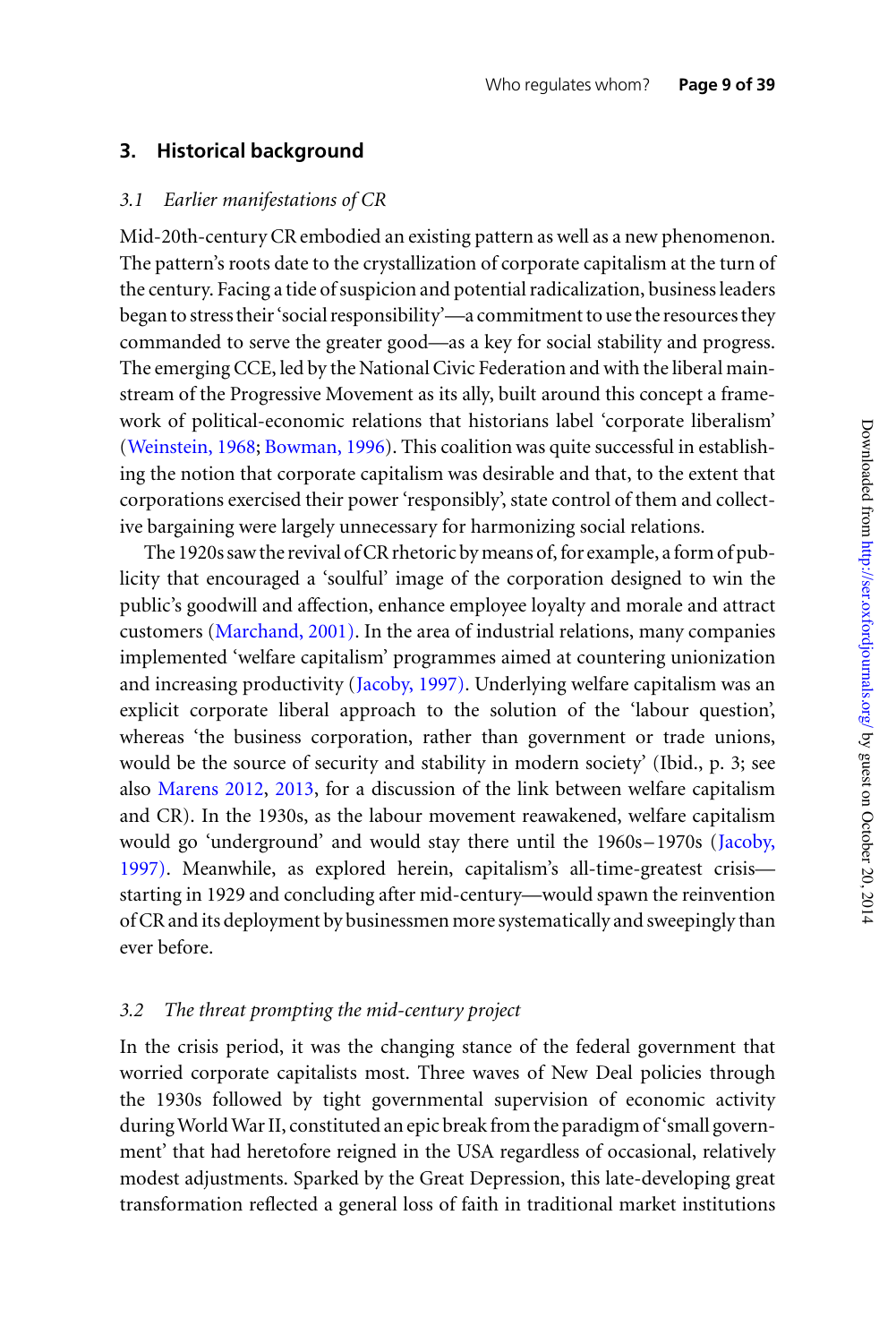## 3. Historical background

### *3.1 Earlier manifestations of CR*

Mid-20th-century CR embodied an existing pattern as well as a new phenomenon. The pattern's roots date to the crystallization of corporate capitalism at the turn of the century. Facing a tide of suspicion and potential radicalization, business leaders began to stress their 'social responsibility'—a commitment to use the resources they commanded to serve the greater good—as a key for social stability and progress. The emerging CCE, led by the National Civic Federation and with the liberal mainstream of the Progressive Movement as its ally, built around this concept a framework of political-economic relations that historians label 'corporate liberalism' (Weinstein, 1968; Bowman, 1996). This coalition was quite successful in establishing the notion that corporate capitalism was desirable and that, to the extent that corporations exercised their power 'responsibly', state control of them and collective bargaining were largely unnecessary for harmonizing social relations.

The 1920s saw the revival of CR rhetoric by means of, for example, a form of publicity that encouraged a 'soulful' image of the corporation designed to win the public's goodwill and affection, enhance employee loyalty and morale and attract customers (Marchand, 2001). In the area of industrial relations, many companies implemented 'welfare capitalism' programmes aimed at countering unionization and increasing productivity (Jacoby, 1997). Underlying welfare capitalism was an explicit corporate liberal approach to the solution of the 'labour question', whereas 'the business corporation, rather than government or trade unions, would be the source of security and stability in modern society' (Ibid., p. 3; see also Marens 2012, 2013, for a discussion of the link between welfare capitalism and CR). In the 1930s, as the labour movement reawakened, welfare capitalism would go 'underground' and would stay there until the 1960s–1970s (Jacoby, 1997). Meanwhile, as explored herein, capitalism's all-time-greatest crisis—starting in 1929 and concluding after mid-century—would spawn the reinvention of CR and its deployment by businessmen more systematically and sweepingly than ever before.

### *3.2 The threat prompting the mid-century project*

In the crisis period, it was the changing stance of the federal government that worried corporate capitalists most. Three waves of New Deal policies through the 1930s followed by tight governmental supervision of economic activity during World War II, constituted an epic break from the paradigm of 'small government' that had heretofore reigned in the USA regardless of occasional, relatively modest adjustments. Sparked by the Great Depression, this late-developing great transformation reflected a general loss of faith in traditional market institutions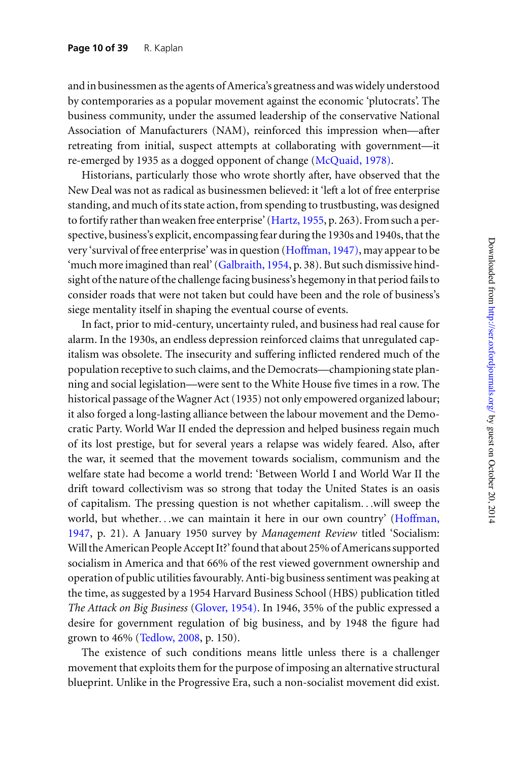and in businessmen as the agents of America's greatness and was widely understood by contemporaries as a popular movement against the economic 'plutocrats'. The business community, under the assumed leadership of the conservative National Association of Manufacturers (NAM), reinforced this impression when—after retreating from initial, suspect attempts at collaborating with government—it re-emerged by 1935 as a dogged opponent of change (McQuaid, 1978).

Historians, particularly those who wrote shortly after, have observed that the New Deal was not as radical as businessmen believed: it 'left a lot of free enterprise standing, and much of its state action, from spending to trustbusting, was designed to fortify rather than weaken free enterprise' (Hartz, 1955, p. 263). From such a perspective, business's explicit, encompassing fear during the 1930s and 1940s, that the very 'survival of free enterprise' was in question (Hoffman, 1947), may appear to be 'much more imagined than real' (Galbraith, 1954, p. 38). But such dismissive hindsight of the nature of the challenge facing business's hegemony in that period fails to consider roads that were not taken but could have been and the role of business's siege mentality itself in shaping the eventual course of events.

In fact, prior to mid-century, uncertainty ruled, and business had real cause for alarm. In the 1930s, an endless depression reinforced claims that unregulated capitalism was obsolete. The insecurity and suffering inflicted rendered much of the population receptive to such claims, and the Democrats—championing state planning and social legislation—were sent to the White House five times in a row. The historical passage of the Wagner Act (1935) not only empowered organized labour; it also forged a long-lasting alliance between the labour movement and the Democratic Party. World War II ended the depression and helped business regain much of its lost prestige, but for several years a relapse was widely feared. Also, after the war, it seemed that the movement towards socialism, communism and the welfare state had become a world trend: 'Between World I and World War II the drift toward collectivism was so strong that today the United States is an oasis of capitalism. The pressing question is not whether capitalism…will sweep the world, but whether…we can maintain it here in our own country' (Hoffman, 1947, p. 21). A January 1950 survey by *Management Review* titled 'Socialism: Will the American People Accept It?' found that about 25% of Americans supported socialism in America and that 66% of the rest viewed government ownership and operation of public utilities favourably. Anti-big business sentiment was peaking at the time, as suggested by a 1954 Harvard Business School (HBS) publication titled *The Attack on Big Business* (Glover, 1954). In 1946, 35% of the public expressed a desire for government regulation of big business, and by 1948 the figure had grown to 46% (Tedlow, 2008, p. 150).

The existence of such conditions means little unless there is a challenger movement that exploits them for the purpose of imposing an alternative structural blueprint. Unlike in the Progressive Era, such a non-socialist movement did exist.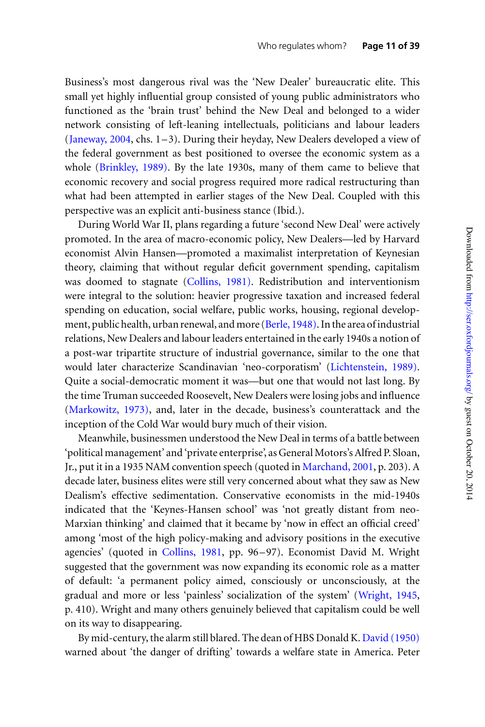Business's most dangerous rival was the 'New Dealer' bureaucratic elite. This small yet highly influential group consisted of young public administrators who functioned as the 'brain trust' behind the New Deal and belonged to a wider network consisting of left-leaning intellectuals, politicians and labour leaders (Janeway, 2004, chs. 1–3). During their heyday, New Dealers developed a view of the federal government as best positioned to oversee the economic system as a whole (Brinkley, 1989). By the late 1930s, many of them came to believe that economic recovery and social progress required more radical restructuring than what had been attempted in earlier stages of the New Deal. Coupled with this perspective was an explicit anti-business stance (Ibid.).

During World War II, plans regarding a future 'second New Deal' were actively promoted. In the area of macro-economic policy, New Dealers—led by Harvard economist Alvin Hansen—promoted a maximalist interpretation of Keynesian theory, claiming that without regular deficit government spending, capitalism was doomed to stagnate (Collins, 1981). Redistribution and interventionism were integral to the solution: heavier progressive taxation and increased federal spending on education, social welfare, public works, housing, regional development, public health, urban renewal, and more (Berle, 1948). In the area of industrial relations, New Dealers and labour leaders entertained in the early 1940s a notion of a post-war tripartite structure of industrial governance, similar to the one that would later characterize Scandinavian 'neo-corporatism' (Lichtenstein, 1989). Quite a social-democratic moment it was—but one that would not last long. By the time Truman succeeded Roosevelt, New Dealers were losing jobs and influence (Markowitz, 1973), and, later in the decade, business's counterattack and the inception of the Cold War would bury much of their vision.

Meanwhile, businessmen understood the New Deal in terms of a battle between 'political management' and 'private enterprise', as General Motors's Alfred P. Sloan, Jr., put it in a 1935 NAM convention speech (quoted in Marchand, 2001, p. 203). A decade later, business elites were still very concerned about what they saw as New Dealism's effective sedimentation. Conservative economists in the mid-1940s indicated that the 'Keynes-Hansen school' was 'not greatly distant from neo-Marxian thinking' and claimed that it became by 'now in effect an official creed' among 'most of the high policy-making and advisory positions in the executive agencies' (quoted in Collins, 1981, pp. 96–97). Economist David M. Wright suggested that the government was now expanding its economic role as a matter of default: 'a permanent policy aimed, consciously or unconsciously, at the gradual and more or less 'painless' socialization of the system' (Wright, 1945, p. 410). Wright and many others genuinely believed that capitalism could be well on its way to disappearing.

By mid-century, the alarm still blared. The dean of HBS Donald K. David (1950) warned about 'the danger of drifting' towards a welfare state in America. Peter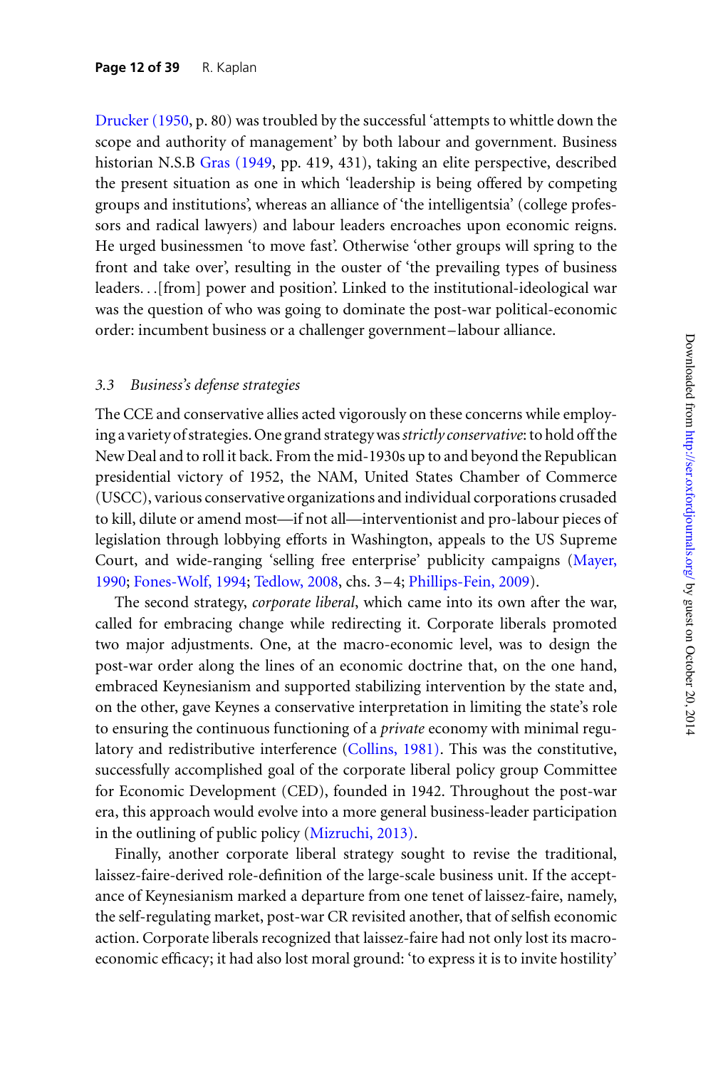Drucker (1950, p. 80) was troubled by the successful 'attempts to whittle down the scope and authority of management' by both labour and government. Business historian N.S.B Gras (1949, pp. 419, 431), taking an elite perspective, described the present situation as one in which 'leadership is being offered by competing groups and institutions', whereas an alliance of 'the intelligentsia' (college professors and radical lawyers) and labour leaders encroaches upon economic reigns. He urged businessmen 'to move fast'. Otherwise 'other groups will spring to the front and take over', resulting in the ouster of 'the prevailing types of business leaders. . .[from] power and position'. Linked to the institutional-ideological war was the question of who was going to dominate the post-war political-economic order: incumbent business or a challenger government–labour alliance.

### *3.3 Business's defense strategies*

The CCE and conservative allies acted vigorously on these concerns while employing a variety of strategies. One grand strategy was *strictly conservative*: to hold off the New Deal and to roll it back. From the mid-1930s up to and beyond the Republican presidential victory of 1952, the NAM, United States Chamber of Commerce (USCC), various conservative organizations and individual corporations crusaded to kill, dilute or amend most—if not all—interventionist and pro-labour pieces of legislation through lobbying efforts in Washington, appeals to the US Supreme Court, and wide-ranging 'selling free enterprise' publicity campaigns (Mayer, 1990; Fones-Wolf, 1994; Tedlow, 2008, chs. 3–4; Phillips-Fein, 2009).

The second strategy, *corporate liberal*, which came into its own after the war, called for embracing change while redirecting it. Corporate liberals promoted two major adjustments. One, at the macro-economic level, was to design the post-war order along the lines of an economic doctrine that, on the one hand, embraced Keynesianism and supported stabilizing intervention by the state and, on the other, gave Keynes a conservative interpretation in limiting the state's role to ensuring the continuous functioning of a *private* economy with minimal regulatory and redistributive interference (Collins, 1981). This was the constitutive, successfully accomplished goal of the corporate liberal policy group Committee for Economic Development (CED), founded in 1942. Throughout the post-war era, this approach would evolve into a more general business-leader participation in the outlining of public policy (Mizruchi, 2013).

Finally, another corporate liberal strategy sought to revise the traditional, laissez-faire-derived role-definition of the large-scale business unit. If the acceptance of Keynesianism marked a departure from one tenet of laissez-faire, namely, the self-regulating market, post-war CR revisited another, that of selfish economic action. Corporate liberals recognized that laissez-faire had not only lost its macro-economic efficacy; it had also lost moral ground: 'to express it is to invite hostility'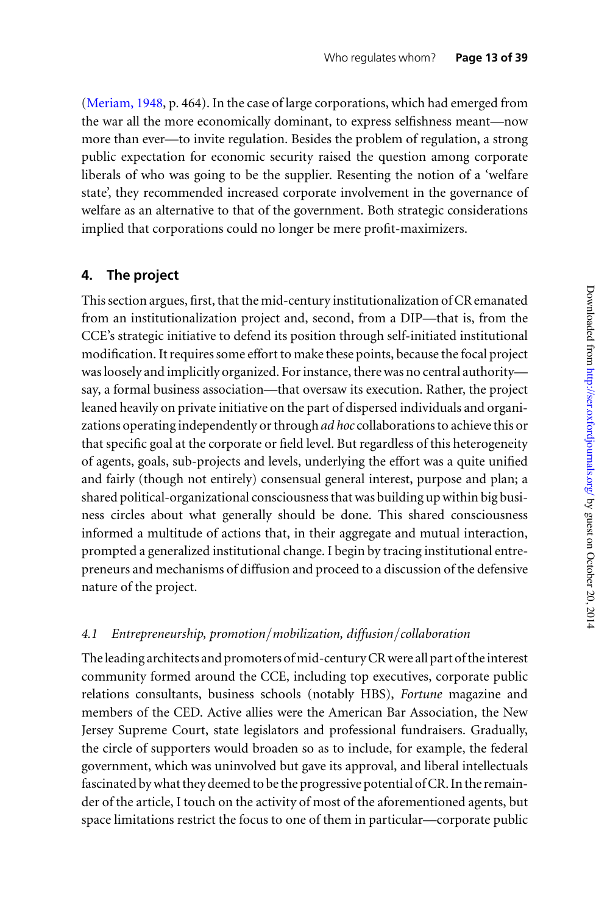(Meriam, 1948, p. 464). In the case of large corporations, which had emerged from the war all the more economically dominant, to express selfishness meant—now more than ever—to invite regulation. Besides the problem of regulation, a strong public expectation for economic security raised the question among corporate liberals of who was going to be the supplier. Resenting the notion of a 'welfare state', they recommended increased corporate involvement in the governance of welfare as an alternative to that of the government. Both strategic considerations implied that corporations could no longer be mere profit-maximizers.

## 4. The project

This section argues, first, that the mid-century institutionalization of CR emanated from an institutionalization project and, second, from a DIP—that is, from the CCE's strategic initiative to defend its position through self-initiated institutional modification. It requires some effort to make these points, because the focal project was loosely and implicitly organized. For instance, there was no central authority—say, a formal business association—that oversaw its execution. Rather, the project leaned heavily on private initiative on the part of dispersed individuals and organizations operating independently or through *ad hoc* collaborations to achieve this or that specific goal at the corporate or field level. But regardless of this heterogeneity of agents, goals, sub-projects and levels, underlying the effort was a quite unified and fairly (though not entirely) consensual general interest, purpose and plan; a shared political-organizational consciousness that was building up within big business circles about what generally should be done. This shared consciousness informed a multitude of actions that, in their aggregate and mutual interaction, prompted a generalized institutional change. I begin by tracing institutional entrepreneurs and mechanisms of diffusion and proceed to a discussion of the defensive nature of the project.

### *4.1 Entrepreneurship, promotion/mobilization, diffusion/collaboration*

The leading architects and promoters of mid-century CR were all part of the interest community formed around the CCE, including top executives, corporate public relations consultants, business schools (notably HBS), *Fortune* magazine and members of the CED. Active allies were the American Bar Association, the New Jersey Supreme Court, state legislators and professional fundraisers. Gradually, the circle of supporters would broaden so as to include, for example, the federal government, which was uninvolved but gave its approval, and liberal intellectuals fascinated by what they deemed to be the progressive potential of CR. In the remainder of the article, I touch on the activity of most of the aforementioned agents, but space limitations restrict the focus to one of them in particular—corporate public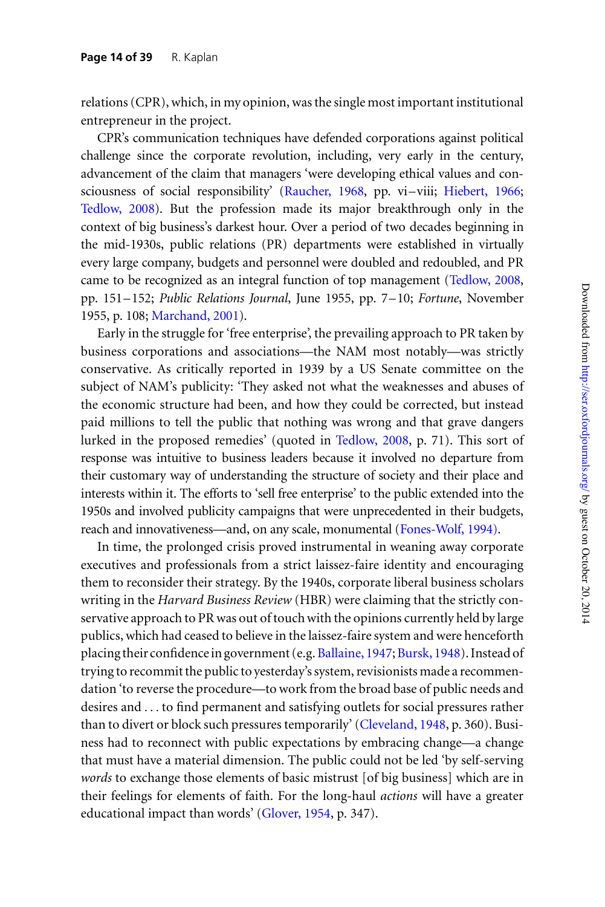relations (CPR), which, in my opinion, was the single most important institutional entrepreneur in the project.

CPR's communication techniques have defended corporations against political challenge since the corporate revolution, including, very early in the century, advancement of the claim that managers 'were developing ethical values and consciousness of social responsibility' (Raucher, 1968, pp. vi–viii; Hiebert, 1966; Tedlow, 2008). But the profession made its major breakthrough only in the context of big business's darkest hour. Over a period of two decades beginning in the mid-1930s, public relations (PR) departments were established in virtually every large company, budgets and personnel were doubled and redoubled, and PR came to be recognized as an integral function of top management (Tedlow, 2008, pp. 151–152; *Public Relations Journal*, June 1955, pp. 7–10; *Fortune*, November 1955, p. 108; Marchand, 2001).

Early in the struggle for 'free enterprise', the prevailing approach to PR taken by business corporations and associations—the NAM most notably—was strictly conservative. As critically reported in 1939 by a US Senate committee on the subject of NAM's publicity: 'They asked not what the weaknesses and abuses of the economic structure had been, and how they could be corrected, but instead paid millions to tell the public that nothing was wrong and that grave dangers lurked in the proposed remedies' (quoted in Tedlow, 2008, p. 71). This sort of response was intuitive to business leaders because it involved no departure from their customary way of understanding the structure of society and their place and interests within it. The efforts to 'sell free enterprise' to the public extended into the 1950s and involved publicity campaigns that were unprecedented in their budgets, reach and innovativeness—and, on any scale, monumental (Fones-Wolf, 1994).

In time, the prolonged crisis proved instrumental in weaning away corporate executives and professionals from a strict laissez-faire identity and encouraging them to reconsider their strategy. By the 1940s, corporate liberal business scholars writing in the *Harvard Business Review* (HBR) were claiming that the strictly conservative approach to PR was out of touch with the opinions currently held by large publics, which had ceased to believe in the laissez-faire system and were henceforth placing their confidence in government (e.g. Ballaine, 1947; Bursk, 1948). Instead of trying to recommit the public to yesterday's system, revisionists made a recommendation 'to reverse the procedure—to work from the broad base of public needs and desires and ... to find permanent and satisfying outlets for social pressures rather than to divert or block such pressures temporarily' (Cleveland, 1948, p. 360). Business had to reconnect with public expectations by embracing change—a change that must have a material dimension. The public could not be led 'by self-serving *words* to exchange those elements of basic mistrust [of big business] which are in their feelings for elements of faith. For the long-haul *actions* will have a greater educational impact than words' (Glover, 1954, p. 347).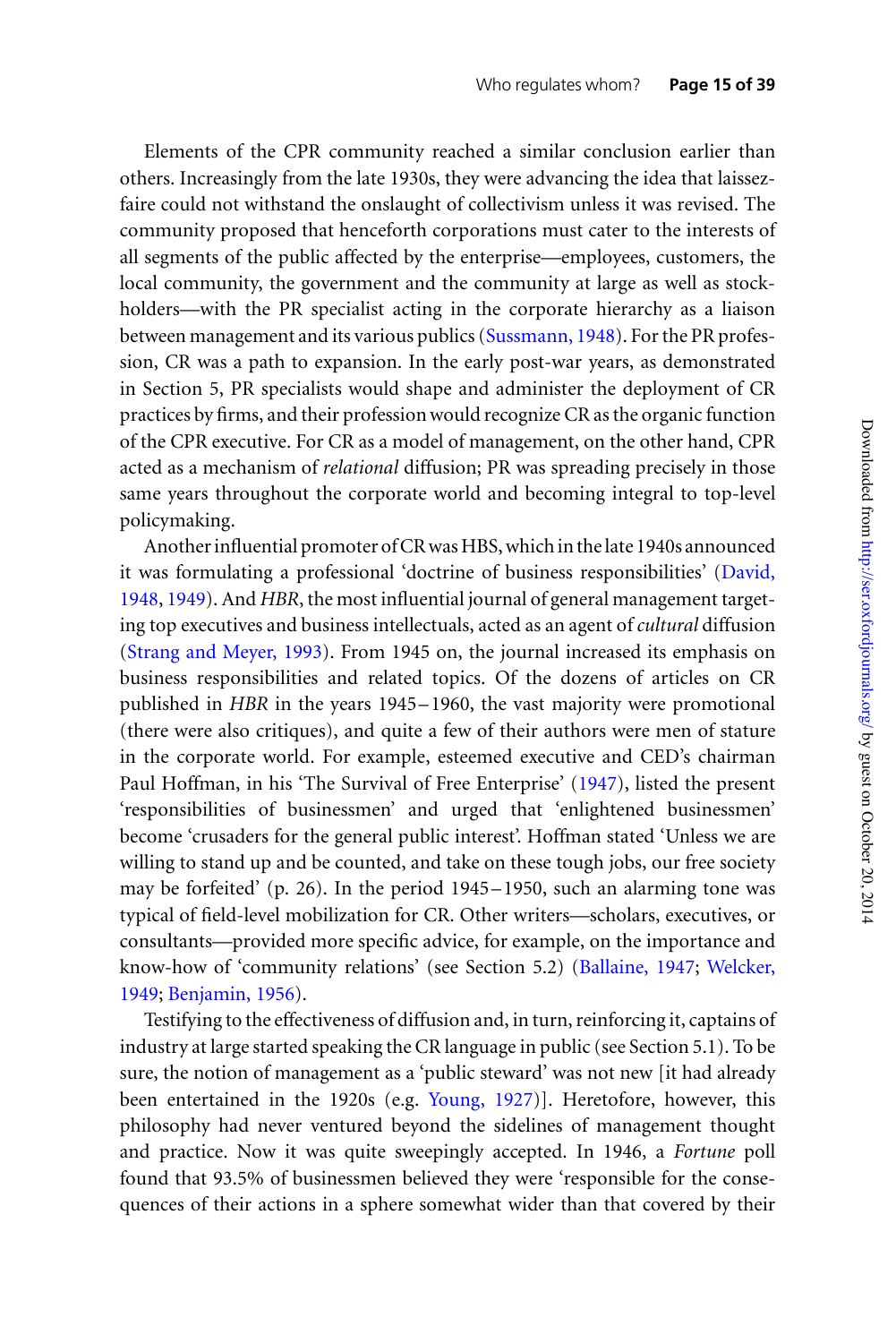Elements of the CPR community reached a similar conclusion earlier than others. Increasingly from the late 1930s, they were advancing the idea that laissez-faire could not withstand the onslaught of collectivism unless it was revised. The community proposed that henceforth corporations must cater to the interests of all segments of the public affected by the enterprise—employees, customers, the local community, the government and the community at large as well as stockholders—with the PR specialist acting in the corporate hierarchy as a liaison between management and its various publics (Sussmann, 1948). For the PR profession, CR was a path to expansion. In the early post-war years, as demonstrated in Section 5, PR specialists would shape and administer the deployment of CR practices by firms, and their profession would recognize CR as the organic function of the CPR executive. For CR as a model of management, on the other hand, CPR acted as a mechanism of *relational* diffusion; PR was spreading precisely in those same years throughout the corporate world and becoming integral to top-level policymaking.

Another influential promoter of CR was HBS, which in the late 1940s announced it was formulating a professional 'doctrine of business responsibilities' (David, 1948, 1949). And *HBR*, the most influential journal of general management targeting top executives and business intellectuals, acted as an agent of *cultural* diffusion (Strang and Meyer, 1993). From 1945 on, the journal increased its emphasis on business responsibilities and related topics. Of the dozens of articles on CR published in *HBR* in the years 1945–1960, the vast majority were promotional (there were also critiques), and quite a few of their authors were men of stature in the corporate world. For example, esteemed executive and CED's chairman Paul Hoffman, in his 'The Survival of Free Enterprise' (1947), listed the present 'responsibilities of businessmen' and urged that 'enlightened businessmen' become 'crusaders for the general public interest'. Hoffman stated 'Unless we are willing to stand up and be counted, and take on these tough jobs, our free society may be forfeited' (p. 26). In the period 1945–1950, such an alarming tone was typical of field-level mobilization for CR. Other writers—scholars, executives, or consultants—provided more specific advice, for example, on the importance and know-how of 'community relations' (see Section 5.2) (Ballaine, 1947; Welcker, 1949; Benjamin, 1956).

Testifying to the effectiveness of diffusion and, in turn, reinforcing it, captains of industry at large started speaking the CR language in public (see Section 5.1). To be sure, the notion of management as a 'public steward' was not new [it had already been entertained in the 1920s (e.g. Young, 1927)]. Heretofore, however, this philosophy had never ventured beyond the sidelines of management thought and practice. Now it was quite sweepingly accepted. In 1946, a *Fortune* poll found that 93.5% of businessmen believed they were 'responsible for the consequences of their actions in a sphere somewhat wider than that covered by their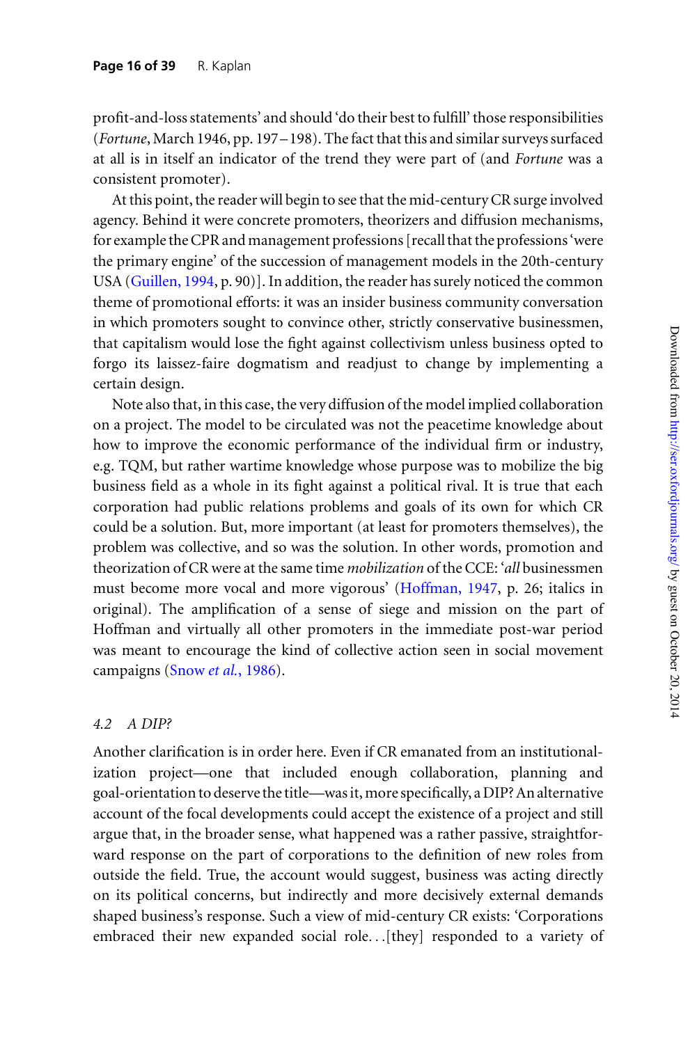profit-and-loss statements' and should 'do their best to fulfill' those responsibilities (*Fortune*, March 1946, pp. 197–198). The fact that this and similar surveys surfaced at all is in itself an indicator of the trend they were part of (and *Fortune* was a consistent promoter).

At this point, the reader will begin to see that the mid-century CR surge involved agency. Behind it were concrete promoters, theorizers and diffusion mechanisms, for example the CPR and management professions [recall that the professions 'were the primary engine' of the succession of management models in the 20th-century USA (Guillen, 1994, p. 90)]. In addition, the reader has surely noticed the common theme of promotional efforts: it was an insider business community conversation in which promoters sought to convince other, strictly conservative businessmen, that capitalism would lose the fight against collectivism unless business opted to forgo its laissez-faire dogmatism and readjust to change by implementing a certain design.

Note also that, in this case, the very diffusion of the model implied collaboration on a project. The model to be circulated was not the peacetime knowledge about how to improve the economic performance of the individual firm or industry, e.g. TQM, but rather wartime knowledge whose purpose was to mobilize the big business field as a whole in its fight against a political rival. It is true that each corporation had public relations problems and goals of its own for which CR could be a solution. But, more important (at least for promoters themselves), the problem was collective, and so was the solution. In other words, promotion and theorization of CR were at the same time *mobilization* of the CCE: '*all* businessmen must become more vocal and more vigorous' (Hoffman, 1947, p. 26; italics in original). The amplification of a sense of siege and mission on the part of Hoffman and virtually all other promoters in the immediate post-war period was meant to encourage the kind of collective action seen in social movement campaigns (Snow *et al.*, 1986).

### *4.2 A DIP?*

Another clarification is in order here. Even if CR emanated from an institutionalization project—one that included enough collaboration, planning and goal-orientation to deserve the title—was it, more specifically, a DIP? An alternative account of the focal developments could accept the existence of a project and still argue that, in the broader sense, what happened was a rather passive, straightforward response on the part of corporations to the definition of new roles from outside the field. True, the account would suggest, business was acting directly on its political concerns, but indirectly and more decisively external demands shaped business's response. Such a view of mid-century CR exists: 'Corporations embraced their new expanded social role...[they] responded to a variety of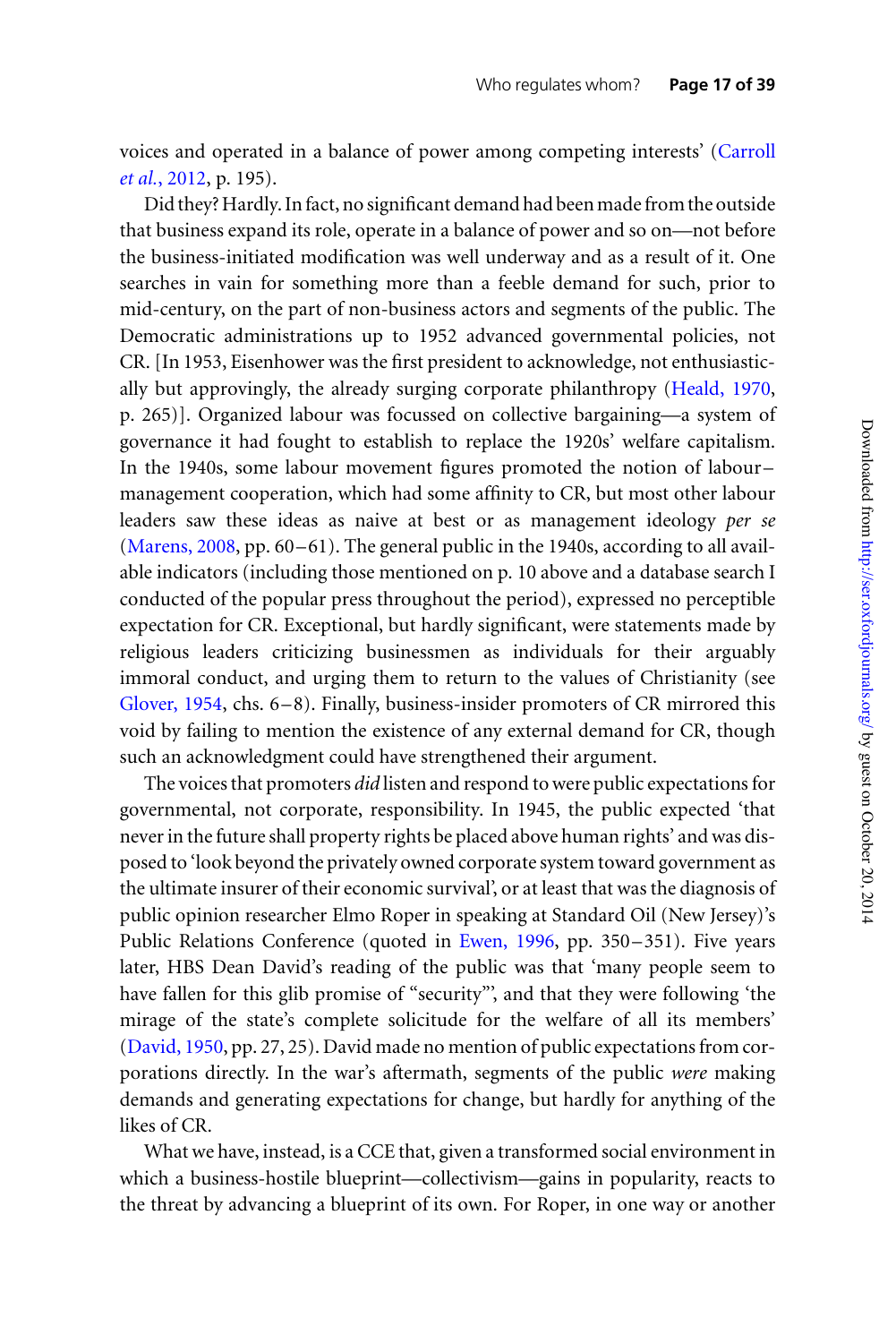voices and operated in a balance of power among competing interests' (Carroll *et al.*, 2012, p. 195).

Did they? Hardly. In fact, no significant demand had been made from the outside that business expand its role, operate in a balance of power and so on—not before the business-initiated modification was well underway and as a result of it. One searches in vain for something more than a feeble demand for such, prior to mid-century, on the part of non-business actors and segments of the public. The Democratic administrations up to 1952 advanced governmental policies, not CR. [In 1953, Eisenhower was the first president to acknowledge, not enthusiastically but approvingly, the already surging corporate philanthropy (Heald, 1970, p. 265)]. Organized labour was focussed on collective bargaining—a system of governance it had fought to establish to replace the 1920s' welfare capitalism. In the 1940s, some labour movement figures promoted the notion of labour–management cooperation, which had some affinity to CR, but most other labour leaders saw these ideas as naive at best or as management ideology *per se* (Marens, 2008, pp. 60–61). The general public in the 1940s, according to all available indicators (including those mentioned on p. 10 above and a database search I conducted of the popular press throughout the period), expressed no perceptible expectation for CR. Exceptional, but hardly significant, were statements made by religious leaders criticizing businessmen as individuals for their arguably immoral conduct, and urging them to return to the values of Christianity (see Glover, 1954, chs. 6–8). Finally, business-insider promoters of CR mirrored this void by failing to mention the existence of any external demand for CR, though such an acknowledgment could have strengthened their argument.

The voices that promoters *did* listen and respond to were public expectations for governmental, not corporate, responsibility. In 1945, the public expected 'that never in the future shall property rights be placed above human rights' and was disposed to 'look beyond the privately owned corporate system toward government as the ultimate insurer of their economic survival', or at least that was the diagnosis of public opinion researcher Elmo Roper in speaking at Standard Oil (New Jersey)'s Public Relations Conference (quoted in Ewen, 1996, pp. 350–351). Five years later, HBS Dean David's reading of the public was that 'many people seem to have fallen for this glib promise of "security"', and that they were following 'the mirage of the state's complete solicitude for the welfare of all its members' (David, 1950, pp. 27, 25). David made no mention of public expectations from corporations directly. In the war's aftermath, segments of the public *were* making demands and generating expectations for change, but hardly for anything of the likes of CR.

What we have, instead, is a CCE that, given a transformed social environment in which a business-hostile blueprint—collectivism—gains in popularity, reacts to the threat by advancing a blueprint of its own. For Roper, in one way or another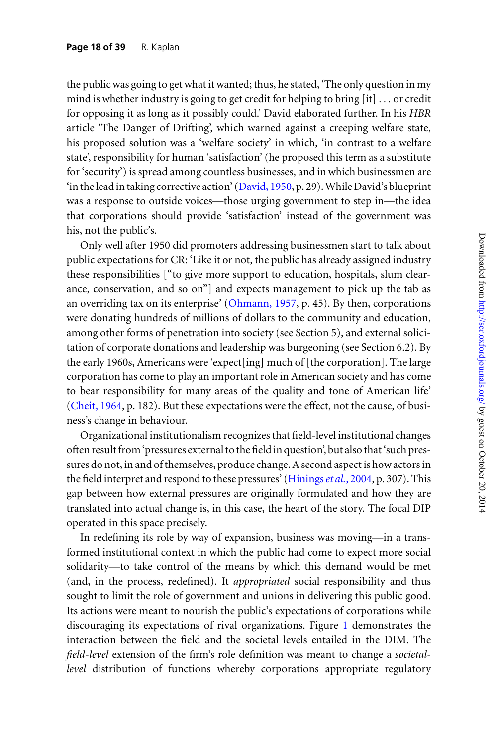the public was going to get what it wanted; thus, he stated, 'The only question in my mind is whether industry is going to get credit for helping to bring [it] . . . or credit for opposing it as long as it possibly could.' David elaborated further. In his *HBR* article 'The Danger of Drifting', which warned against a creeping welfare state, his proposed solution was a 'welfare society' in which, 'in contrast to a welfare state', responsibility for human 'satisfaction' (he proposed this term as a substitute for 'security') is spread among countless businesses, and in which businessmen are 'in the lead in taking corrective action' (David, 1950, p. 29). While David's blueprint was a response to outside voices—those urging government to step in—the idea that corporations should provide 'satisfaction' instead of the government was his, not the public's.

Only well after 1950 did promoters addressing businessmen start to talk about public expectations for CR: 'Like it or not, the public has already assigned industry these responsibilities ["to give more support to education, hospitals, slum clearance, conservation, and so on"] and expects management to pick up the tab as an overriding tax on its enterprise' (Ohmann, 1957, p. 45). By then, corporations were donating hundreds of millions of dollars to the community and education, among other forms of penetration into society (see Section 5), and external solicitation of corporate donations and leadership was burgeoning (see Section 6.2). By the early 1960s, Americans were 'expect[ing] much of [the corporation]. The large corporation has come to play an important role in American society and has come to bear responsibility for many areas of the quality and tone of American life' (Cheit, 1964, p. 182). But these expectations were the effect, not the cause, of business's change in behaviour.

Organizational institutionalism recognizes that field-level institutional changes often result from 'pressures external to the field in question', but also that 'such pressures do not, in and of themselves, produce change. A second aspect is how actors in the field interpret and respond to these pressures' (Hinings *et al.*, 2004, p. 307). This gap between how external pressures are originally formulated and how they are translated into actual change is, in this case, the heart of the story. The focal DIP operated in this space precisely.

In redefining its role by way of expansion, business was moving—in a transformed institutional context in which the public had come to expect more social solidarity—to take control of the means by which this demand would be met (and, in the process, redefined). It *appropriated* social responsibility and thus sought to limit the role of government and unions in delivering this public good. Its actions were meant to nourish the public's expectations of corporations while discouraging its expectations of rival organizations. Figure 1 demonstrates the interaction between the field and the societal levels entailed in the DIM. The *field-level* extension of the firm's role definition was meant to change a *societal-level* distribution of functions whereby corporations appropriate regulatory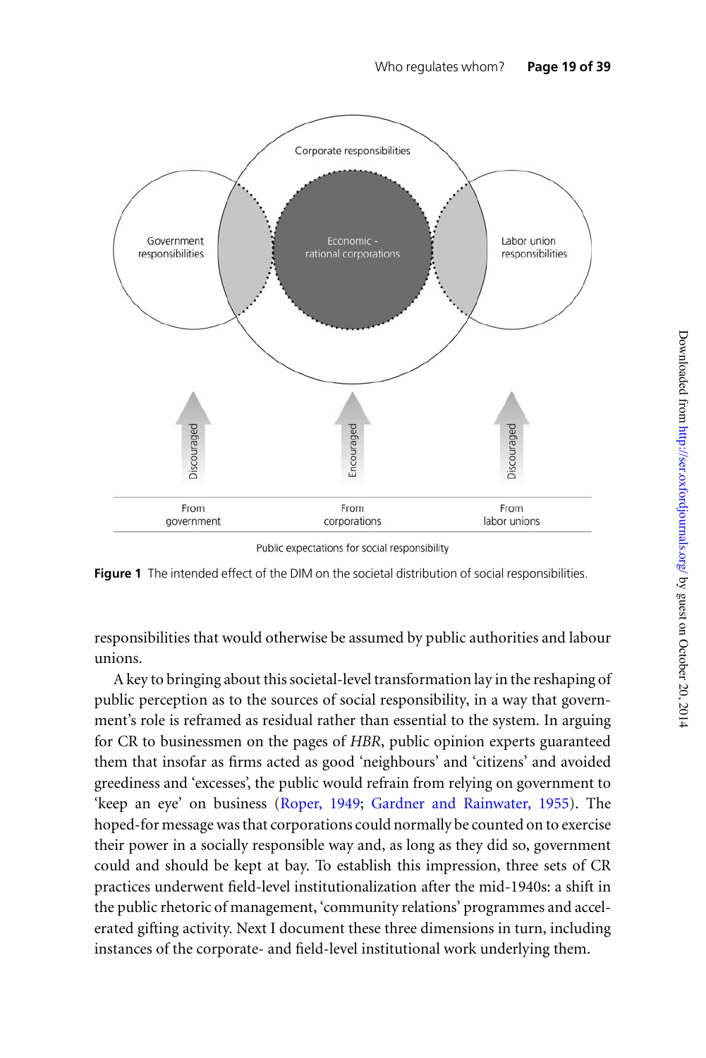Figure 1 The intended effect of the DIM on the societal distribution of social responsibilities.

responsibilities that would otherwise be assumed by public authorities and labour unions.

A key to bringing about this societal-level transformation lay in the reshaping of public perception as to the sources of social responsibility, in a way that government's role is reframed as residual rather than essential to the system. In arguing for CR to businessmen on the pages of *HBR*, public opinion experts guaranteed them that insofar as firms acted as good 'neighbours' and 'citizens' and avoided greediness and 'excesses', the public would refrain from relying on government to 'keep an eye' on business (Roper, 1949; Gardner and Rainwater, 1955). The hoped-for message was that corporations could normally be counted on to exercise their power in a socially responsible way and, as long as they did so, government could and should be kept at bay. To establish this impression, three sets of CR practices underwent field-level institutionalization after the mid-1940s: a shift in the public rhetoric of management, 'community relations' programmes and accelerated gifting activity. Next I document these three dimensions in turn, including instances of the corporate- and field-level institutional work underlying them.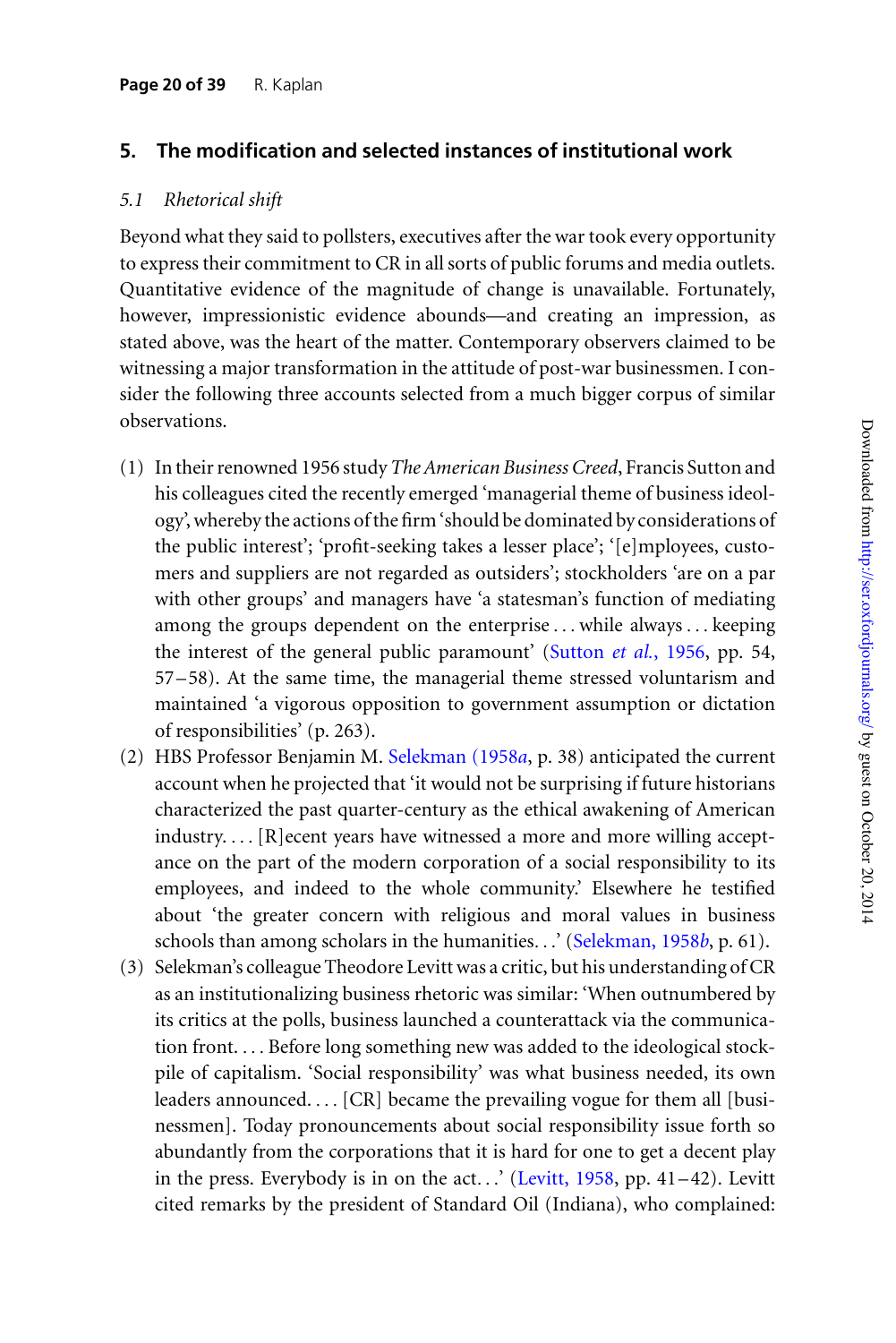## 5. The modification and selected instances of institutional work

### *5.1 Rhetorical shift*

Beyond what they said to pollsters, executives after the war took every opportunity to express their commitment to CR in all sorts of public forums and media outlets. Quantitative evidence of the magnitude of change is unavailable. Fortunately, however, impressionistic evidence abounds—and creating an impression, as stated above, was the heart of the matter. Contemporary observers claimed to be witnessing a major transformation in the attitude of post-war businessmen. I consider the following three accounts selected from a much bigger corpus of similar observations.

(1) In their renowned 1956 study *The American Business Creed*, Francis Sutton and his colleagues cited the recently emerged 'managerial theme of business ideology', whereby the actions of the firm 'should be dominated by considerations of the public interest'; 'profit-seeking takes a lesser place'; '[e]mployees, customers and suppliers are not regarded as outsiders'; stockholders 'are on a par with other groups' and managers have 'a statesman's function of mediating among the groups dependent on the enterprise . . . while always . . . keeping the interest of the general public paramount' (Sutton *et al.*, 1956, pp. 54, 57–58). At the same time, the managerial theme stressed voluntarism and maintained 'a vigorous opposition to government assumption or dictation of responsibilities' (p. 263).

(2) HBS Professor Benjamin M. Selekman (1958*a*, p. 38) anticipated the current account when he projected that 'it would not be surprising if future historians characterized the past quarter-century as the ethical awakening of American industry. . . . [R]ecent years have witnessed a more and more willing acceptance on the part of the modern corporation of a social responsibility to its employees, and indeed to the whole community.' Elsewhere he testified about 'the greater concern with religious and moral values in business schools than among scholars in the humanities. . .' (Selekman, 1958*b*, p. 61).

(3) Selekman's colleague Theodore Levitt was a critic, but his understanding of CR as an institutionalizing business rhetoric was similar: 'When outnumbered by its critics at the polls, business launched a counterattack via the communication front. . . . Before long something new was added to the ideological stockpile of capitalism. 'Social responsibility' was what business needed, its own leaders announced. . . . [CR] became the prevailing vogue for them all [businessmen]. Today pronouncements about social responsibility issue forth so abundantly from the corporations that it is hard for one to get a decent play in the press. Everybody is in on the act. . .' (Levitt, 1958, pp. 41–42). Levitt cited remarks by the president of Standard Oil (Indiana), who complained: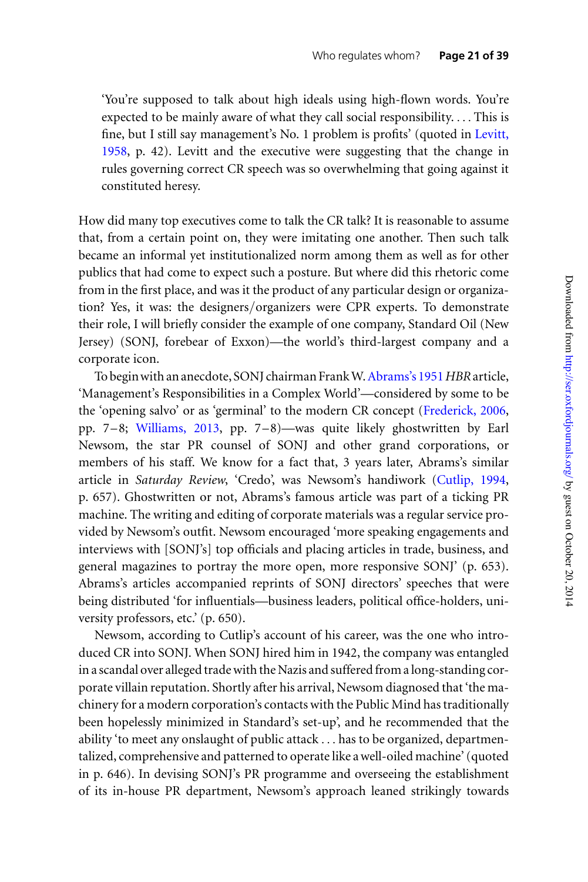'You're supposed to talk about high ideals using high-flown words. You're expected to be mainly aware of what they call social responsibility. . . . This is fine, but I still say management's No. 1 problem is profits' (quoted in Levitt, 1958, p. 42). Levitt and the executive were suggesting that the change in rules governing correct CR speech was so overwhelming that going against it constituted heresy.

How did many top executives come to talk the CR talk? It is reasonable to assume that, from a certain point on, they were imitating one another. Then such talk became an informal yet institutionalized norm among them as well as for other publics that had come to expect such a posture. But where did this rhetoric come from in the first place, and was it the product of any particular design or organization? Yes, it was: the designers/organizers were CPR experts. To demonstrate their role, I will briefly consider the example of one company, Standard Oil (New Jersey) (SONJ, forebear of Exxon)—the world's third-largest company and a corporate icon.

To begin with an anecdote, SONJ chairman Frank W. Abrams's 1951 *HBR* article, 'Management's Responsibilities in a Complex World'—considered by some to be the 'opening salvo' or as 'germinal' to the modern CR concept (Frederick, 2006, pp. 7–8; Williams, 2013, pp. 7–8)—was quite likely ghostwritten by Earl Newsom, the star PR counsel of SONJ and other grand corporations, or members of his staff. We know for a fact that, 3 years later, Abrams's similar article in *Saturday Review*, 'Credo', was Newsom's handiwork (Cutlip, 1994, p. 657). Ghostwritten or not, Abrams's famous article was part of a ticking PR machine. The writing and editing of corporate materials was a regular service provided by Newsom's outfit. Newsom encouraged 'more speaking engagements and interviews with [SONJ's] top officials and placing articles in trade, business, and general magazines to portray the more open, more responsive SONJ' (p. 653). Abrams's articles accompanied reprints of SONJ directors' speeches that were being distributed 'for influentials—business leaders, political office-holders, university professors, etc.' (p. 650).

Newsom, according to Cutlip's account of his career, was the one who introduced CR into SONJ. When SONJ hired him in 1942, the company was entangled in a scandal over alleged trade with the Nazis and suffered from a long-standing corporate villain reputation. Shortly after his arrival, Newsom diagnosed that 'the machinery for a modern corporation's contacts with the Public Mind has traditionally been hopelessly minimized in Standard's set-up', and he recommended that the ability 'to meet any onslaught of public attack . . . has to be organized, departmentalized, comprehensive and patterned to operate like a well-oiled machine' (quoted in p. 646). In devising SONJ's PR programme and overseeing the establishment of its in-house PR department, Newsom's approach leaned strikingly towards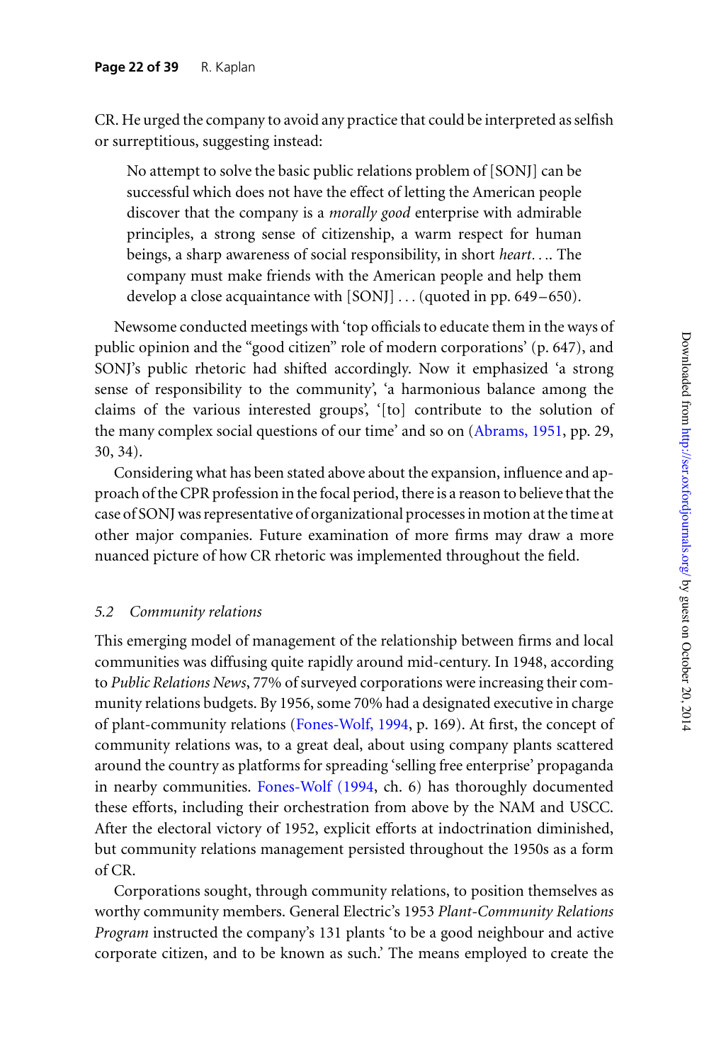CR. He urged the company to avoid any practice that could be interpreted as selfish or surreptitious, suggesting instead:

> No attempt to solve the basic public relations problem of [SONJ] can be successful which does not have the effect of letting the American people discover that the company is a *morally good* enterprise with admirable principles, a strong sense of citizenship, a warm respect for human beings, a sharp awareness of social responsibility, in short *heart*.... The company must make friends with the American people and help them develop a close acquaintance with [SONJ] . . . (quoted in pp. 649–650).

Newsome conducted meetings with 'top officials to educate them in the ways of public opinion and the "good citizen" role of modern corporations' (p. 647), and SONJ's public rhetoric had shifted accordingly. Now it emphasized 'a strong sense of responsibility to the community', 'a harmonious balance among the claims of the various interested groups', '[to] contribute to the solution of the many complex social questions of our time' and so on (Abrams, 1951, pp. 29, 30, 34).

Considering what has been stated above about the expansion, influence and approach of the CPR profession in the focal period, there is a reason to believe that the case of SONJ was representative of organizational processes in motion at the time at other major companies. Future examination of more firms may draw a more nuanced picture of how CR rhetoric was implemented throughout the field.

### *5.2 Community relations*

This emerging model of management of the relationship between firms and local communities was diffusing quite rapidly around mid-century. In 1948, according to *Public Relations News*, 77% of surveyed corporations were increasing their community relations budgets. By 1956, some 70% had a designated executive in charge of plant-community relations (Fones-Wolf, 1994, p. 169). At first, the concept of community relations was, to a great deal, about using company plants scattered around the country as platforms for spreading 'selling free enterprise' propaganda in nearby communities. Fones-Wolf (1994, ch. 6) has thoroughly documented these efforts, including their orchestration from above by the NAM and USCC. After the electoral victory of 1952, explicit efforts at indoctrination diminished, but community relations management persisted throughout the 1950s as a form of CR.

Corporations sought, through community relations, to position themselves as worthy community members. General Electric's 1953 *Plant-Community Relations Program* instructed the company's 131 plants 'to be a good neighbour and active corporate citizen, and to be known as such.' The means employed to create the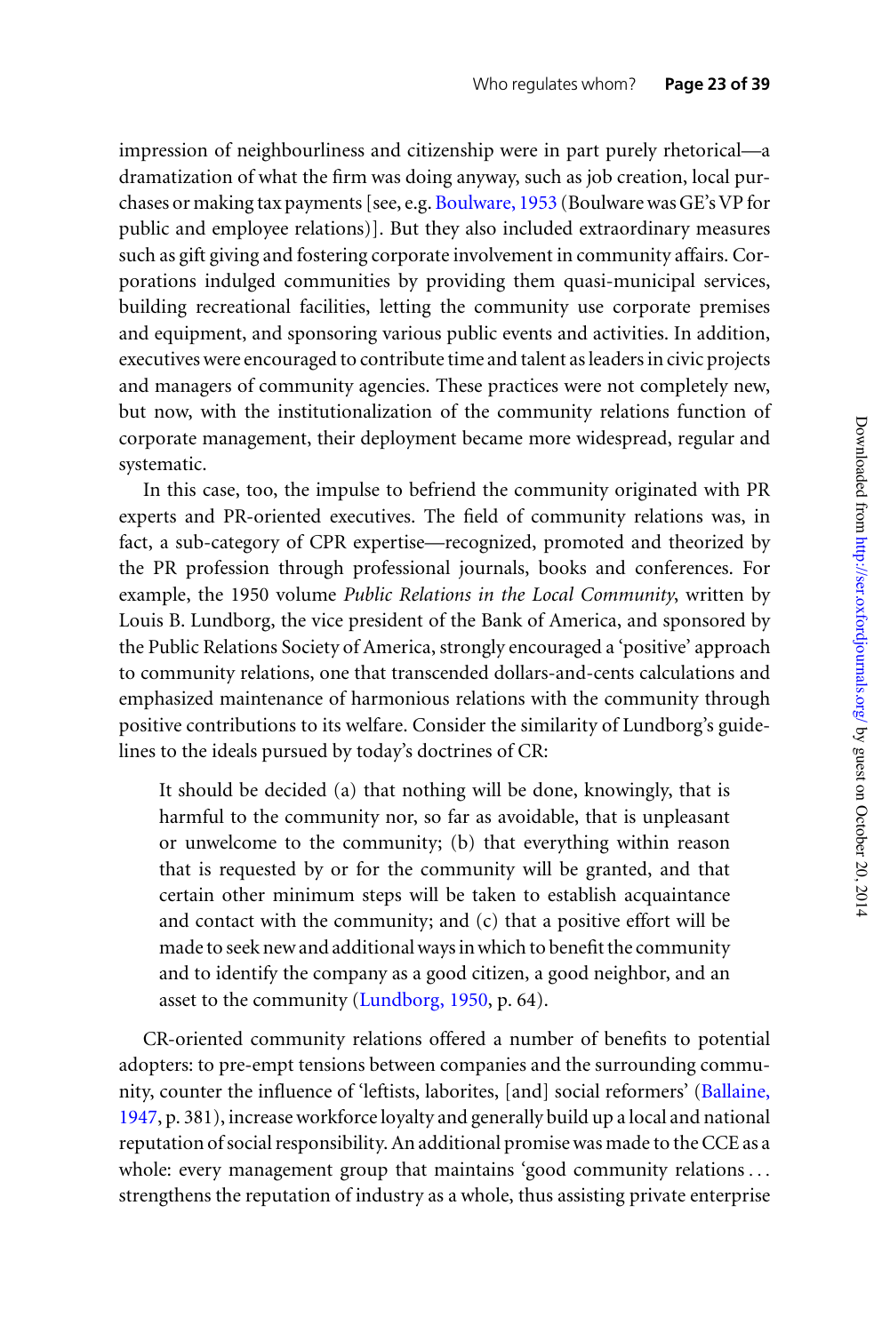impression of neighbourliness and citizenship were in part purely rhetorical—a dramatization of what the firm was doing anyway, such as job creation, local purchases or making tax payments [see, e.g. Boulware, 1953 (Boulware was GE's VP for public and employee relations)]. But they also included extraordinary measures such as gift giving and fostering corporate involvement in community affairs. Corporations indulged communities by providing them quasi-municipal services, building recreational facilities, letting the community use corporate premises and equipment, and sponsoring various public events and activities. In addition, executives were encouraged to contribute time and talent as leaders in civic projects and managers of community agencies. These practices were not completely new, but now, with the institutionalization of the community relations function of corporate management, their deployment became more widespread, regular and systematic.

In this case, too, the impulse to befriend the community originated with PR experts and PR-oriented executives. The field of community relations was, in fact, a sub-category of CPR expertise—recognized, promoted and theorized by the PR profession through professional journals, books and conferences. For example, the 1950 volume *Public Relations in the Local Community*, written by Louis B. Lundborg, the vice president of the Bank of America, and sponsored by the Public Relations Society of America, strongly encouraged a 'positive' approach to community relations, one that transcended dollars-and-cents calculations and emphasized maintenance of harmonious relations with the community through positive contributions to its welfare. Consider the similarity of Lundborg's guidelines to the ideals pursued by today's doctrines of CR:

> It should be decided (a) that nothing will be done, knowingly, that is harmful to the community nor, so far as avoidable, that is unpleasant or unwelcome to the community; (b) that everything within reason that is requested by or for the community will be granted, and that certain other minimum steps will be taken to establish acquaintance and contact with the community; and (c) that a positive effort will be made to seek new and additional ways in which to benefit the community and to identify the company as a good citizen, a good neighbor, and an asset to the community (Lundborg, 1950, p. 64).

CR-oriented community relations offered a number of benefits to potential adopters: to pre-empt tensions between companies and the surrounding community, counter the influence of 'leftists, laborites, [and] social reformers' (Ballaine, 1947, p. 381), increase workforce loyalty and generally build up a local and national reputation of social responsibility. An additional promise was made to the CCE as a whole: every management group that maintains 'good community relations ... strengthens the reputation of industry as a whole, thus assisting private enterprise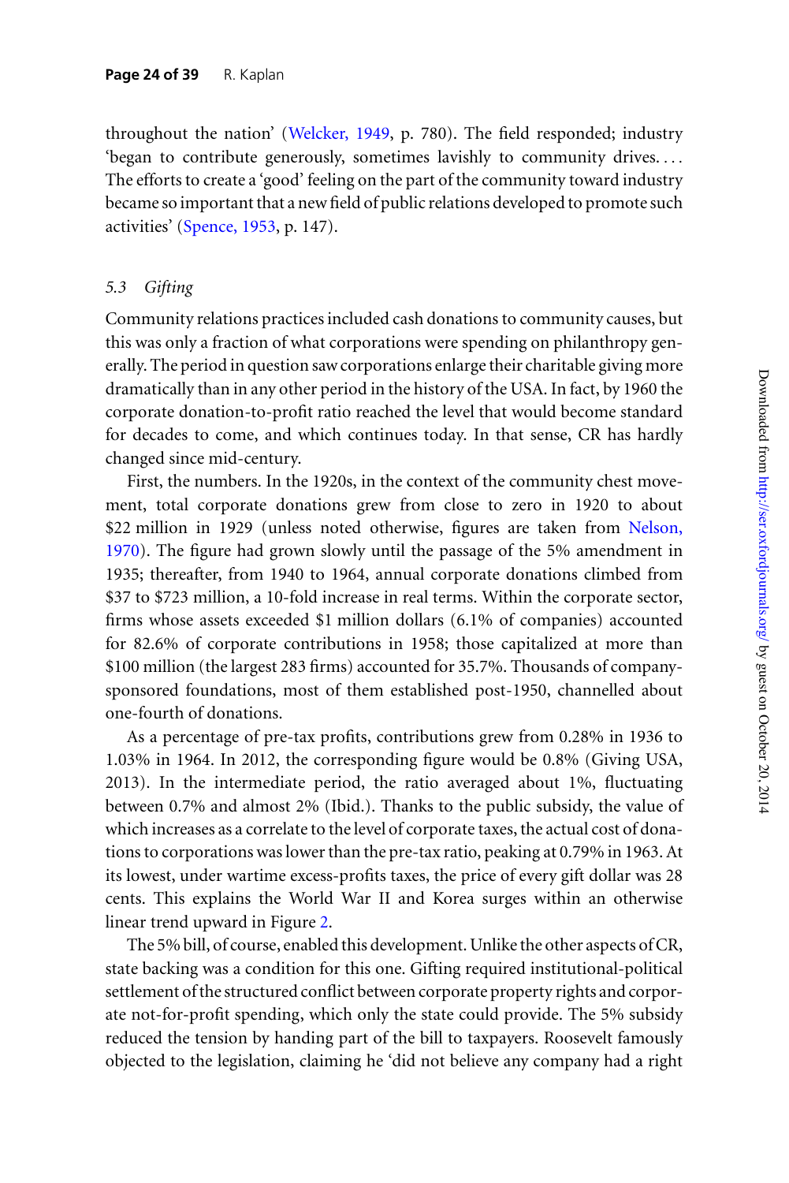throughout the nation' (Welcker, 1949, p. 780). The field responded; industry 'began to contribute generously, sometimes lavishly to community drives. . . . The efforts to create a 'good' feeling on the part of the community toward industry became so important that a new field of public relations developed to promote such activities' (Spence, 1953, p. 147).

### 5.3 *Gifting*

Community relations practices included cash donations to community causes, but this was only a fraction of what corporations were spending on philanthropy generally. The period in question saw corporations enlarge their charitable giving more dramatically than in any other period in the history of the USA. In fact, by 1960 the corporate donation-to-profit ratio reached the level that would become standard for decades to come, and which continues today. In that sense, CR has hardly changed since mid-century.

First, the numbers. In the 1920s, in the context of the community chest movement, total corporate donations grew from close to zero in 1920 to about \$22 million in 1929 (unless noted otherwise, figures are taken from Nelson, 1970). The figure had grown slowly until the passage of the 5% amendment in 1935; thereafter, from 1940 to 1964, annual corporate donations climbed from \$37 to \$723 million, a 10-fold increase in real terms. Within the corporate sector, firms whose assets exceeded \$1 million dollars (6.1% of companies) accounted for 82.6% of corporate contributions in 1958; those capitalized at more than \$100 million (the largest 283 firms) accounted for 35.7%. Thousands of company-sponsored foundations, most of them established post-1950, channelled about one-fourth of donations.

As a percentage of pre-tax profits, contributions grew from 0.28% in 1936 to 1.03% in 1964. In 2012, the corresponding figure would be 0.8% (Giving USA, 2013). In the intermediate period, the ratio averaged about 1%, fluctuating between 0.7% and almost 2% (Ibid.). Thanks to the public subsidy, the value of which increases as a correlate to the level of corporate taxes, the actual cost of donations to corporations was lower than the pre-tax ratio, peaking at 0.79% in 1963. At its lowest, under wartime excess-profits taxes, the price of every gift dollar was 28 cents. This explains the World War II and Korea surges within an otherwise linear trend upward in Figure 2.

The 5% bill, of course, enabled this development. Unlike the other aspects of CR, state backing was a condition for this one. Gifting required institutional-political settlement of the structured conflict between corporate property rights and corporate not-for-profit spending, which only the state could provide. The 5% subsidy reduced the tension by handing part of the bill to taxpayers. Roosevelt famously objected to the legislation, claiming he 'did not believe any company had a right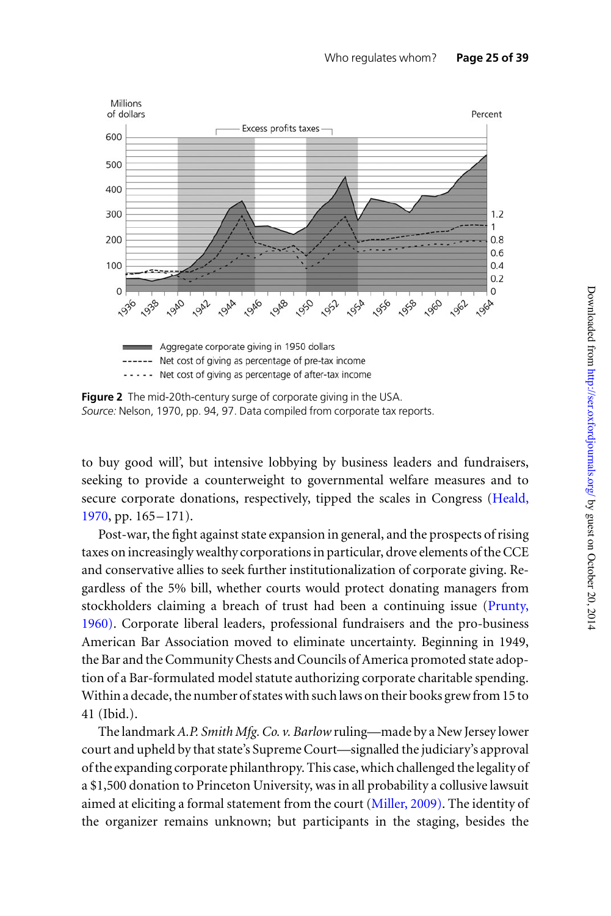**Figure 2** The mid-20th-century surge of corporate giving in the USA.
*Source:* Nelson, 1970, pp. 94, 97. Data compiled from corporate tax reports.

to buy good will', but intensive lobbying by business leaders and fundraisers, seeking to provide a counterweight to governmental welfare measures and to secure corporate donations, respectively, tipped the scales in Congress (Heald, 1970, pp. 165–171).

Post-war, the fight against state expansion in general, and the prospects of rising taxes on increasingly wealthy corporations in particular, drove elements of the CCE and conservative allies to seek further institutionalization of corporate giving. Regardless of the 5% bill, whether courts would protect donating managers from stockholders claiming a breach of trust had been a continuing issue (Prunty, 1960). Corporate liberal leaders, professional fundraisers and the pro-business American Bar Association moved to eliminate uncertainty. Beginning in 1949, the Bar and the Community Chests and Councils of America promoted state adoption of a Bar-formulated model statute authorizing corporate charitable spending. Within a decade, the number of states with such laws on their books grew from 15 to 41 (Ibid.).

The landmark *A.P. Smith Mfg. Co. v. Barlow* ruling—made by a New Jersey lower court and upheld by that state's Supreme Court—signalled the judiciary's approval of the expanding corporate philanthropy. This case, which challenged the legality of a $1,500 donation to Princeton University, was in all probability a collusive lawsuit aimed at eliciting a formal statement from the court (Miller, 2009). The identity of the organizer remains unknown; but participants in the staging, besides the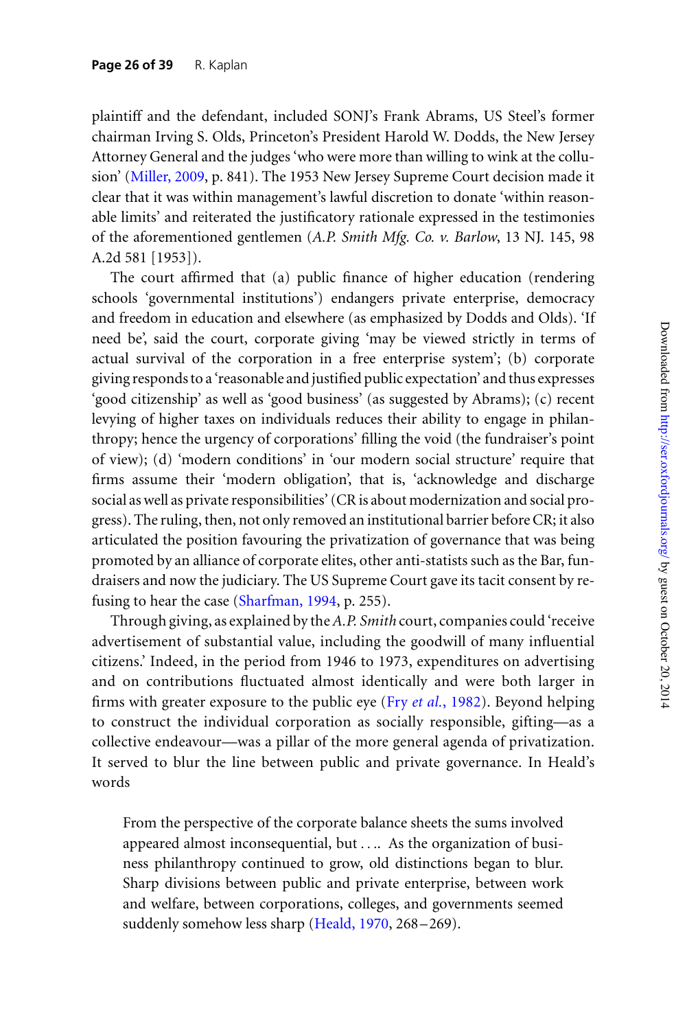plaintiff and the defendant, included SONJ's Frank Abrams, US Steel's former chairman Irving S. Olds, Princeton's President Harold W. Dodds, the New Jersey Attorney General and the judges 'who were more than willing to wink at the collusion' (Miller, 2009, p. 841). The 1953 New Jersey Supreme Court decision made it clear that it was within management's lawful discretion to donate 'within reasonable limits' and reiterated the justificatory rationale expressed in the testimonies of the aforementioned gentlemen (*A.P. Smith Mfg. Co. v. Barlow*, 13 NJ. 145, 98 A.2d 581 [1953]).

The court affirmed that (a) public finance of higher education (rendering schools 'governmental institutions') endangers private enterprise, democracy and freedom in education and elsewhere (as emphasized by Dodds and Olds). 'If need be', said the court, corporate giving 'may be viewed strictly in terms of actual survival of the corporation in a free enterprise system'; (b) corporate giving responds to a 'reasonable and justified public expectation' and thus expresses 'good citizenship' as well as 'good business' (as suggested by Abrams); (c) recent levying of higher taxes on individuals reduces their ability to engage in philanthropy; hence the urgency of corporations' filling the void (the fundraiser's point of view); (d) 'modern conditions' in 'our modern social structure' require that firms assume their 'modern obligation', that is, 'acknowledge and discharge social as well as private responsibilities' (CR is about modernization and social progress). The ruling, then, not only removed an institutional barrier before CR; it also articulated the position favouring the privatization of governance that was being promoted by an alliance of corporate elites, other anti-statists such as the Bar, fundraisers and now the judiciary. The US Supreme Court gave its tacit consent by refusing to hear the case (Sharfman, 1994, p. 255).

Through giving, as explained by the *A.P. Smith* court, companies could 'receive advertisement of substantial value, including the goodwill of many influential citizens.' Indeed, in the period from 1946 to 1973, expenditures on advertising and on contributions fluctuated almost identically and were both larger in firms with greater exposure to the public eye (Fry *et al.*, 1982). Beyond helping to construct the individual corporation as socially responsible, gifting—as a collective endeavour—was a pillar of the more general agenda of privatization. It served to blur the line between public and private governance. In Heald's words

> From the perspective of the corporate balance sheets the sums involved appeared almost inconsequential, but .... As the organization of business philanthropy continued to grow, old distinctions began to blur. Sharp divisions between public and private enterprise, between work and welfare, between corporations, colleges, and governments seemed suddenly somehow less sharp (Heald, 1970, 268–269).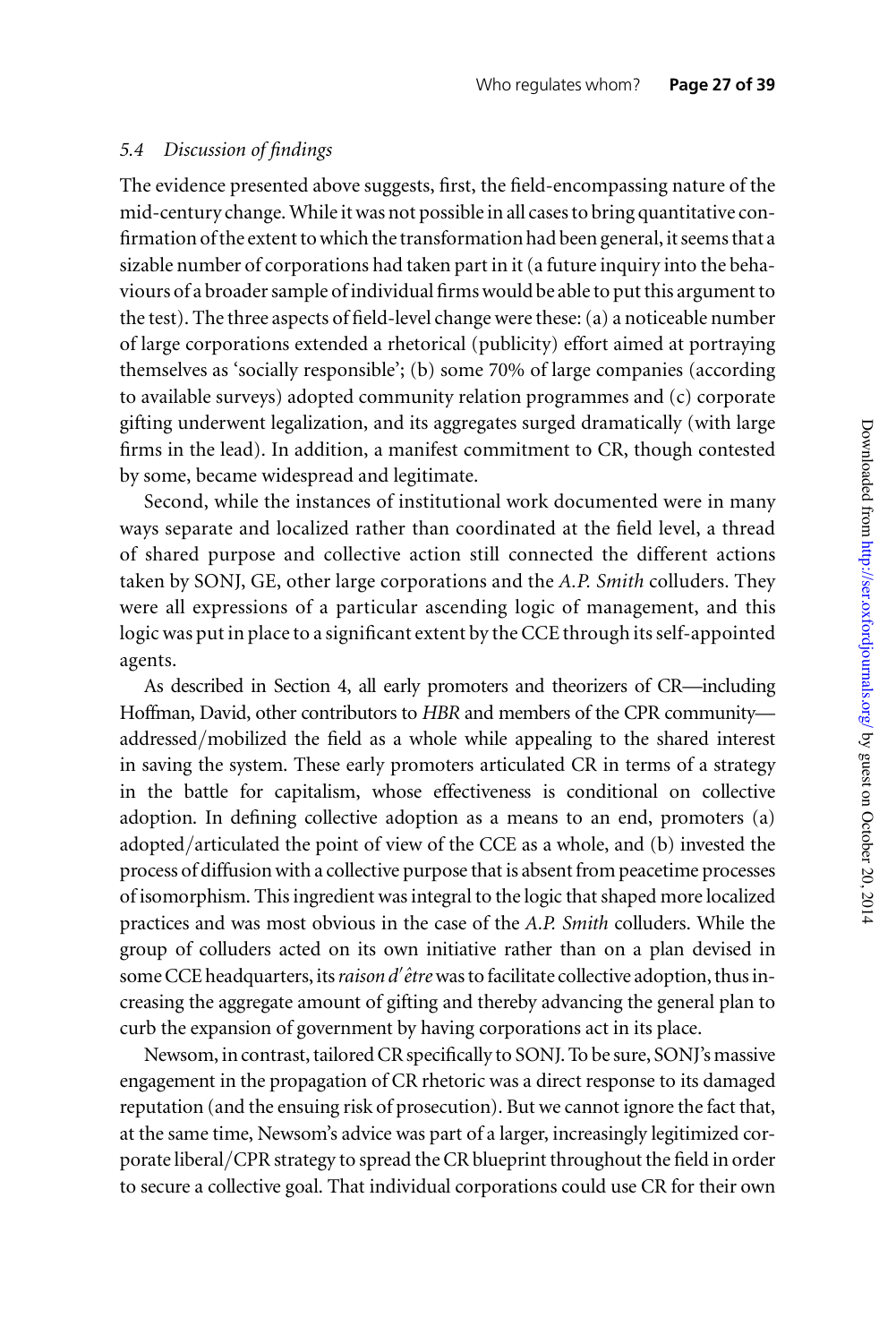### 5.4 *Discussion of findings*

The evidence presented above suggests, first, the field-encompassing nature of the mid-century change. While it was not possible in all cases to bring quantitative confirmation of the extent to which the transformation had been general, it seems that a sizable number of corporations had taken part in it (a future inquiry into the behaviours of a broader sample of individual firms would be able to put this argument to the test). The three aspects of field-level change were these: (a) a noticeable number of large corporations extended a rhetorical (publicity) effort aimed at portraying themselves as 'socially responsible'; (b) some 70% of large companies (according to available surveys) adopted community relation programmes and (c) corporate gifting underwent legalization, and its aggregates surged dramatically (with large firms in the lead). In addition, a manifest commitment to CR, though contested by some, became widespread and legitimate.

Second, while the instances of institutional work documented were in many ways separate and localized rather than coordinated at the field level, a thread of shared purpose and collective action still connected the different actions taken by SONJ, GE, other large corporations and the *A.P. Smith* colluders. They were all expressions of a particular ascending logic of management, and this logic was put in place to a significant extent by the CCE through its self-appointed agents.

As described in Section 4, all early promoters and theorizers of CR—including Hoffman, David, other contributors to *HBR* and members of the CPR community—addressed/mobilized the field as a whole while appealing to the shared interest in saving the system. These early promoters articulated CR in terms of a strategy in the battle for capitalism, whose effectiveness is conditional on collective adoption. In defining collective adoption as a means to an end, promoters (a) adopted/articulated the point of view of the CCE as a whole, and (b) invested the process of diffusion with a collective purpose that is absent from peacetime processes of isomorphism. This ingredient was integral to the logic that shaped more localized practices and was most obvious in the case of the *A.P. Smith* colluders. While the group of colluders acted on its own initiative rather than on a plan devised in some CCE headquarters, its *raison d'être* was to facilitate collective adoption, thus increasing the aggregate amount of gifting and thereby advancing the general plan to curb the expansion of government by having corporations act in its place.

Newsom, in contrast, tailored CR specifically to SONJ. To be sure, SONJ's massive engagement in the propagation of CR rhetoric was a direct response to its damaged reputation (and the ensuing risk of prosecution). But we cannot ignore the fact that, at the same time, Newsom's advice was part of a larger, increasingly legitimized corporate liberal/CPR strategy to spread the CR blueprint throughout the field in order to secure a collective goal. That individual corporations could use CR for their own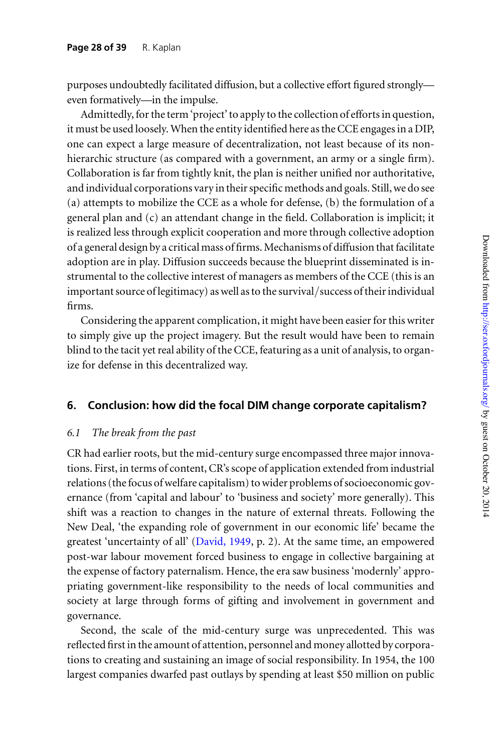purposes undoubtedly facilitated diffusion, but a collective effort figured strongly—even formatively—in the impulse.

Admittedly, for the term 'project' to apply to the collection of efforts in question, it must be used loosely. When the entity identified here as the CCE engages in a DIP, one can expect a large measure of decentralization, not least because of its non-hierarchic structure (as compared with a government, an army or a single firm). Collaboration is far from tightly knit, the plan is neither unified nor authoritative, and individual corporations vary in their specific methods and goals. Still, we do see (a) attempts to mobilize the CCE as a whole for defense, (b) the formulation of a general plan and (c) an attendant change in the field. Collaboration is implicit; it is realized less through explicit cooperation and more through collective adoption of a general design by a critical mass of firms. Mechanisms of diffusion that facilitate adoption are in play. Diffusion succeeds because the blueprint disseminated is instrumental to the collective interest of managers as members of the CCE (this is an important source of legitimacy) as well as to the survival/success of their individual firms.

Considering the apparent complication, it might have been easier for this writer to simply give up the project imagery. But the result would have been to remain blind to the tacit yet real ability of the CCE, featuring as a unit of analysis, to organize for defense in this decentralized way.

## 6. Conclusion: how did the focal DIM change corporate capitalism?

### 6.1 *The break from the past*

CR had earlier roots, but the mid-century surge encompassed three major innovations. First, in terms of content, CR's scope of application extended from industrial relations (the focus of welfare capitalism) to wider problems of socioeconomic governance (from 'capital and labour' to 'business and society' more generally). This shift was a reaction to changes in the nature of external threats. Following the New Deal, 'the expanding role of government in our economic life' became the greatest 'uncertainty of all' (David, 1949, p. 2). At the same time, an empowered post-war labour movement forced business to engage in collective bargaining at the expense of factory paternalism. Hence, the era saw business 'modernly' appropriating government-like responsibility to the needs of local communities and society at large through forms of gifting and involvement in government and governance.

Second, the scale of the mid-century surge was unprecedented. This was reflected first in the amount of attention, personnel and money allotted by corporations to creating and sustaining an image of social responsibility. In 1954, the 100 largest companies dwarfed past outlays by spending at least $50 million on public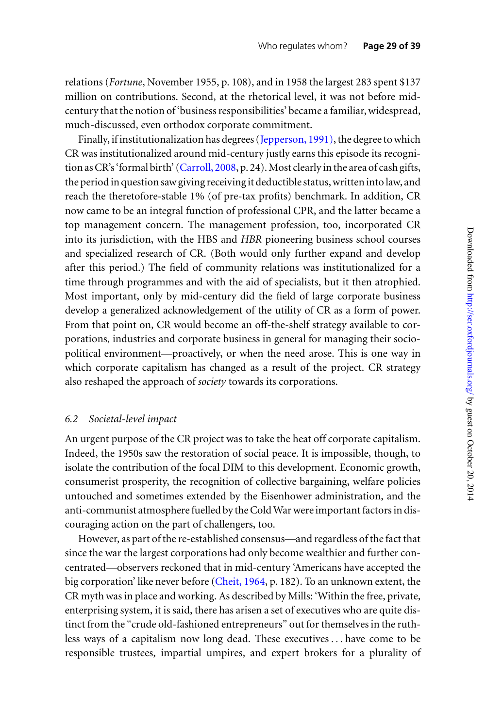relations (*Fortune*, November 1955, p. 108), and in 1958 the largest 283 spent $137 million on contributions. Second, at the rhetorical level, it was not before mid-century that the notion of 'business responsibilities' became a familiar, widespread, much-discussed, even orthodox corporate commitment.

Finally, if institutionalization has degrees (Jepperson, 1991), the degree to which CR was institutionalized around mid-century justly earns this episode its recognition as CR's 'formal birth' (Carroll, 2008, p. 24). Most clearly in the area of cash gifts, the period in question saw giving receiving it deductible status, written into law, and reach the theretofore-stable 1% (of pre-tax profits) benchmark. In addition, CR now came to be an integral function of professional CPR, and the latter became a top management concern. The management profession, too, incorporated CR into its jurisdiction, with the HBS and *HBR* pioneering business school courses and specialized research of CR. (Both would only further expand and develop after this period.) The field of community relations was institutionalized for a time through programmes and with the aid of specialists, but it then atrophied. Most important, only by mid-century did the field of large corporate business develop a generalized acknowledgement of the utility of CR as a form of power. From that point on, CR would become an off-the-shelf strategy available to corporations, industries and corporate business in general for managing their socio-political environment—proactively, or when the need arose. This is one way in which corporate capitalism has changed as a result of the project. CR strategy also reshaped the approach of *society* towards its corporations.

### *6.2 Societal-level impact*

An urgent purpose of the CR project was to take the heat off corporate capitalism. Indeed, the 1950s saw the restoration of social peace. It is impossible, though, to isolate the contribution of the focal DIM to this development. Economic growth, consumerist prosperity, the recognition of collective bargaining, welfare policies untouched and sometimes extended by the Eisenhower administration, and the anti-communist atmosphere fuelled by the Cold War were important factors in discouraging action on the part of challengers, too.

However, as part of the re-established consensus—and regardless of the fact that since the war the largest corporations had only become wealthier and further concentrated—observers reckoned that in mid-century 'Americans have accepted the big corporation' like never before (Cheit, 1964, p. 182). To an unknown extent, the CR myth was in place and working. As described by Mills: 'Within the free, private, enterprising system, it is said, there has arisen a set of executives who are quite distinct from the "crude old-fashioned entrepreneurs" out for themselves in the ruthless ways of a capitalism now long dead. These executives . . . have come to be responsible trustees, impartial umpires, and expert brokers for a plurality of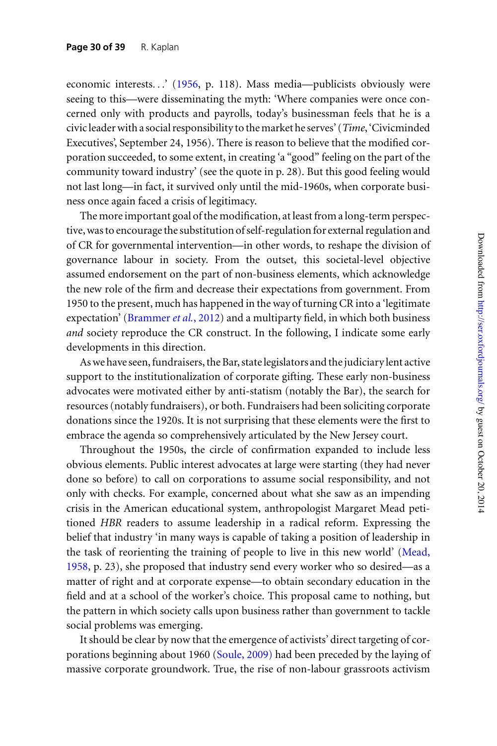economic interests…' (1956, p. 118). Mass media—publicists obviously were seeing to this—were disseminating the myth: 'Where companies were once concerned only with products and payrolls, today's businessman feels that he is a civic leader with a social responsibility to the market he serves' (*Time*, 'Civicminded Executives', September 24, 1956). There is reason to believe that the modified corporation succeeded, to some extent, in creating 'a "good" feeling on the part of the community toward industry' (see the quote in p. 28). But this good feeling would not last long—in fact, it survived only until the mid-1960s, when corporate business once again faced a crisis of legitimacy.

The more important goal of the modification, at least from a long-term perspective, was to encourage the substitution of self-regulation for external regulation and of CR for governmental intervention—in other words, to reshape the division of governance labour in society. From the outset, this societal-level objective assumed endorsement on the part of non-business elements, which acknowledge the new role of the firm and decrease their expectations from government. From 1950 to the present, much has happened in the way of turning CR into a 'legitimate expectation' (Brammer *et al.*, 2012) and a multiparty field, in which both business *and* society reproduce the CR construct. In the following, I indicate some early developments in this direction.

As we have seen, fundraisers, the Bar, state legislators and the judiciary lent active support to the institutionalization of corporate gifting. These early non-business advocates were motivated either by anti-statism (notably the Bar), the search for resources (notably fundraisers), or both. Fundraisers had been soliciting corporate donations since the 1920s. It is not surprising that these elements were the first to embrace the agenda so comprehensively articulated by the New Jersey court.

Throughout the 1950s, the circle of confirmation expanded to include less obvious elements. Public interest advocates at large were starting (they had never done so before) to call on corporations to assume social responsibility, and not only with checks. For example, concerned about what she saw as an impending crisis in the American educational system, anthropologist Margaret Mead petitioned *HBR* readers to assume leadership in a radical reform. Expressing the belief that industry 'in many ways is capable of taking a position of leadership in the task of reorienting the training of people to live in this new world' (Mead, 1958, p. 23), she proposed that industry send every worker who so desired—as a matter of right and at corporate expense—to obtain secondary education in the field and at a school of the worker's choice. This proposal came to nothing, but the pattern in which society calls upon business rather than government to tackle social problems was emerging.

It should be clear by now that the emergence of activists' direct targeting of corporations beginning about 1960 (Soule, 2009) had been preceded by the laying of massive corporate groundwork. True, the rise of non-labour grassroots activism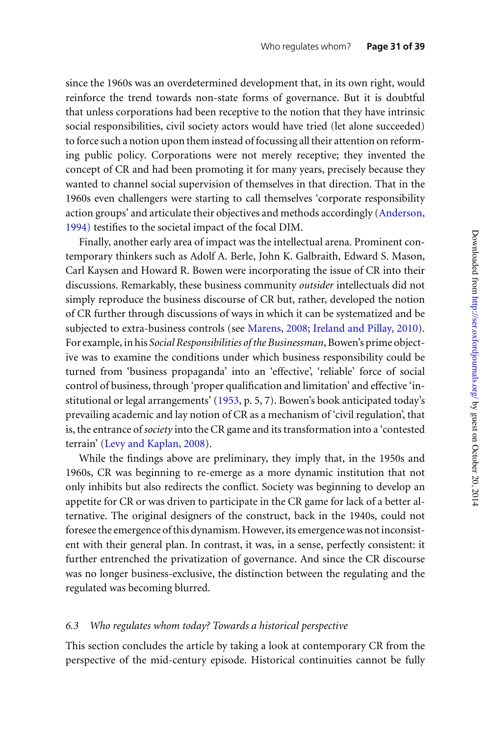since the 1960s was an overdetermined development that, in its own right, would reinforce the trend towards non-state forms of governance. But it is doubtful that unless corporations had been receptive to the notion that they have intrinsic social responsibilities, civil society actors would have tried (let alone succeeded) to force such a notion upon them instead of focussing all their attention on reforming public policy. Corporations were not merely receptive; they invented the concept of CR and had been promoting it for many years, precisely because they wanted to channel social supervision of themselves in that direction. That in the 1960s even challengers were starting to call themselves 'corporate responsibility action groups' and articulate their objectives and methods accordingly (Anderson, 1994) testifies to the societal impact of the focal DIM.

Finally, another early area of impact was the intellectual arena. Prominent contemporary thinkers such as Adolf A. Berle, John K. Galbraith, Edward S. Mason, Carl Kaysen and Howard R. Bowen were incorporating the issue of CR into their discussions. Remarkably, these business community *outsider* intellectuals did not simply reproduce the business discourse of CR but, rather, developed the notion of CR further through discussions of ways in which it can be systematized and be subjected to extra-business controls (see Marens, 2008; Ireland and Pillay, 2010). For example, in his *Social Responsibilities of the Businessman*, Bowen's prime objective was to examine the conditions under which business responsibility could be turned from 'business propaganda' into an 'effective', 'reliable' force of social control of business, through 'proper qualification and limitation' and effective 'institutional or legal arrangements' (1953, p. 5, 7). Bowen's book anticipated today's prevailing academic and lay notion of CR as a mechanism of 'civil regulation', that is, the entrance of *society* into the CR game and its transformation into a 'contested terrain' (Levy and Kaplan, 2008).

While the findings above are preliminary, they imply that, in the 1950s and 1960s, CR was beginning to re-emerge as a more dynamic institution that not only inhibits but also redirects the conflict. Society was beginning to develop an appetite for CR or was driven to participate in the CR game for lack of a better alternative. The original designers of the construct, back in the 1940s, could not foresee the emergence of this dynamism. However, its emergence was not inconsistent with their general plan. In contrast, it was, in a sense, perfectly consistent: it further entrenched the privatization of governance. And since the CR discourse was no longer business-exclusive, the distinction between the regulating and the regulated was becoming blurred.

### *6.3 Who regulates whom today? Towards a historical perspective*

This section concludes the article by taking a look at contemporary CR from the perspective of the mid-century episode. Historical continuities cannot be fully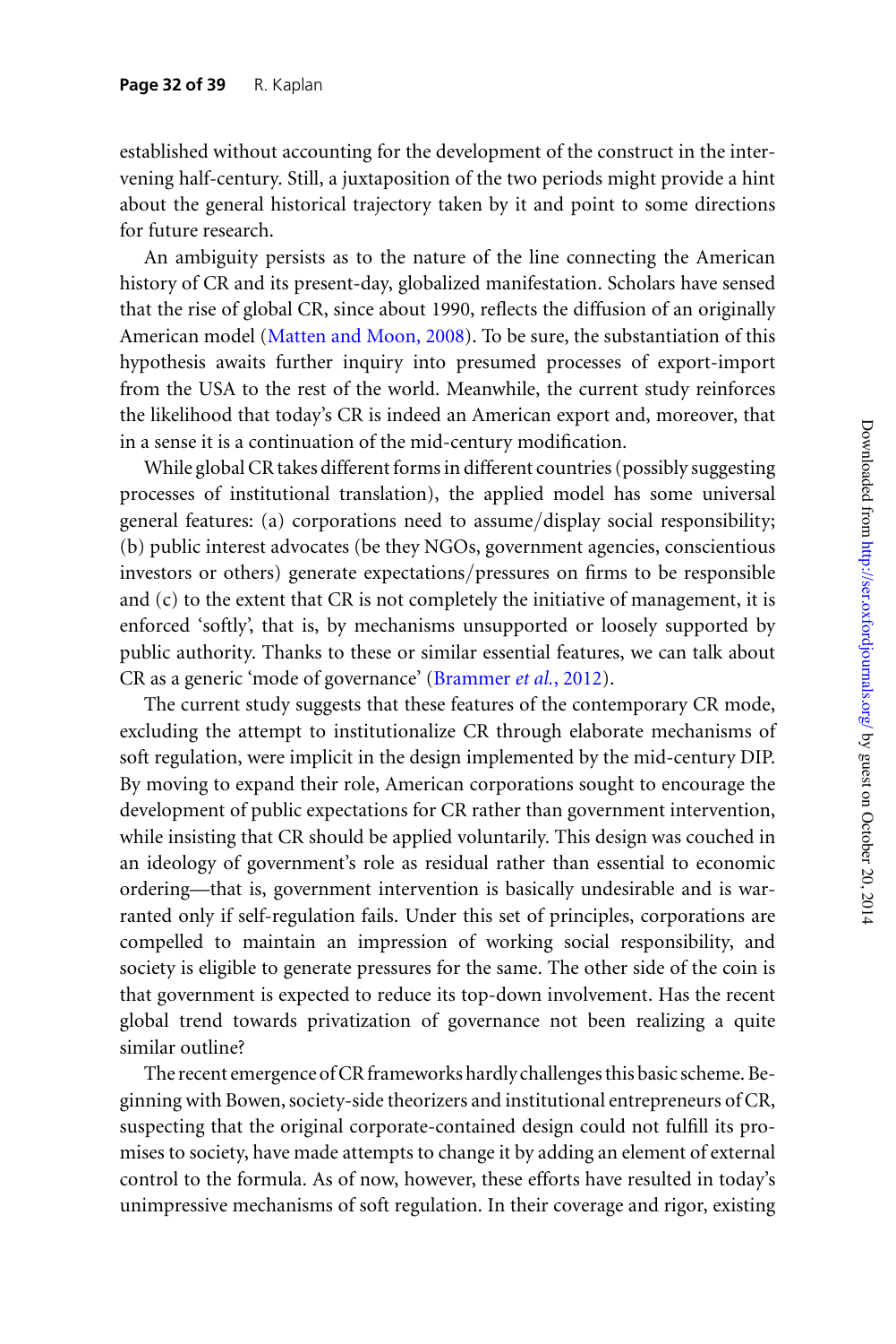established without accounting for the development of the construct in the intervening half-century. Still, a juxtaposition of the two periods might provide a hint about the general historical trajectory taken by it and point to some directions for future research.

An ambiguity persists as to the nature of the line connecting the American history of CR and its present-day, globalized manifestation. Scholars have sensed that the rise of global CR, since about 1990, reflects the diffusion of an originally American model (Matten and Moon, 2008). To be sure, the substantiation of this hypothesis awaits further inquiry into presumed processes of export-import from the USA to the rest of the world. Meanwhile, the current study reinforces the likelihood that today's CR is indeed an American export and, moreover, that in a sense it is a continuation of the mid-century modification.

While global CR takes different forms in different countries (possibly suggesting processes of institutional translation), the applied model has some universal general features: (a) corporations need to assume/display social responsibility; (b) public interest advocates (be they NGOs, government agencies, conscientious investors or others) generate expectations/pressures on firms to be responsible and (c) to the extent that CR is not completely the initiative of management, it is enforced 'softly', that is, by mechanisms unsupported or loosely supported by public authority. Thanks to these or similar essential features, we can talk about CR as a generic 'mode of governance' (Brammer *et al.*, 2012).

The current study suggests that these features of the contemporary CR mode, excluding the attempt to institutionalize CR through elaborate mechanisms of soft regulation, were implicit in the design implemented by the mid-century DIP. By moving to expand their role, American corporations sought to encourage the development of public expectations for CR rather than government intervention, while insisting that CR should be applied voluntarily. This design was couched in an ideology of government's role as residual rather than essential to economic ordering—that is, government intervention is basically undesirable and is warranted only if self-regulation fails. Under this set of principles, corporations are compelled to maintain an impression of working social responsibility, and society is eligible to generate pressures for the same. The other side of the coin is that government is expected to reduce its top-down involvement. Has the recent global trend towards privatization of governance not been realizing a quite similar outline?

The recent emergence of CR frameworks hardly challenges this basic scheme. Beginning with Bowen, society-side theorizers and institutional entrepreneurs of CR, suspecting that the original corporate-contained design could not fulfill its promises to society, have made attempts to change it by adding an element of external control to the formula. As of now, however, these efforts have resulted in today's unimpressive mechanisms of soft regulation. In their coverage and rigor, existing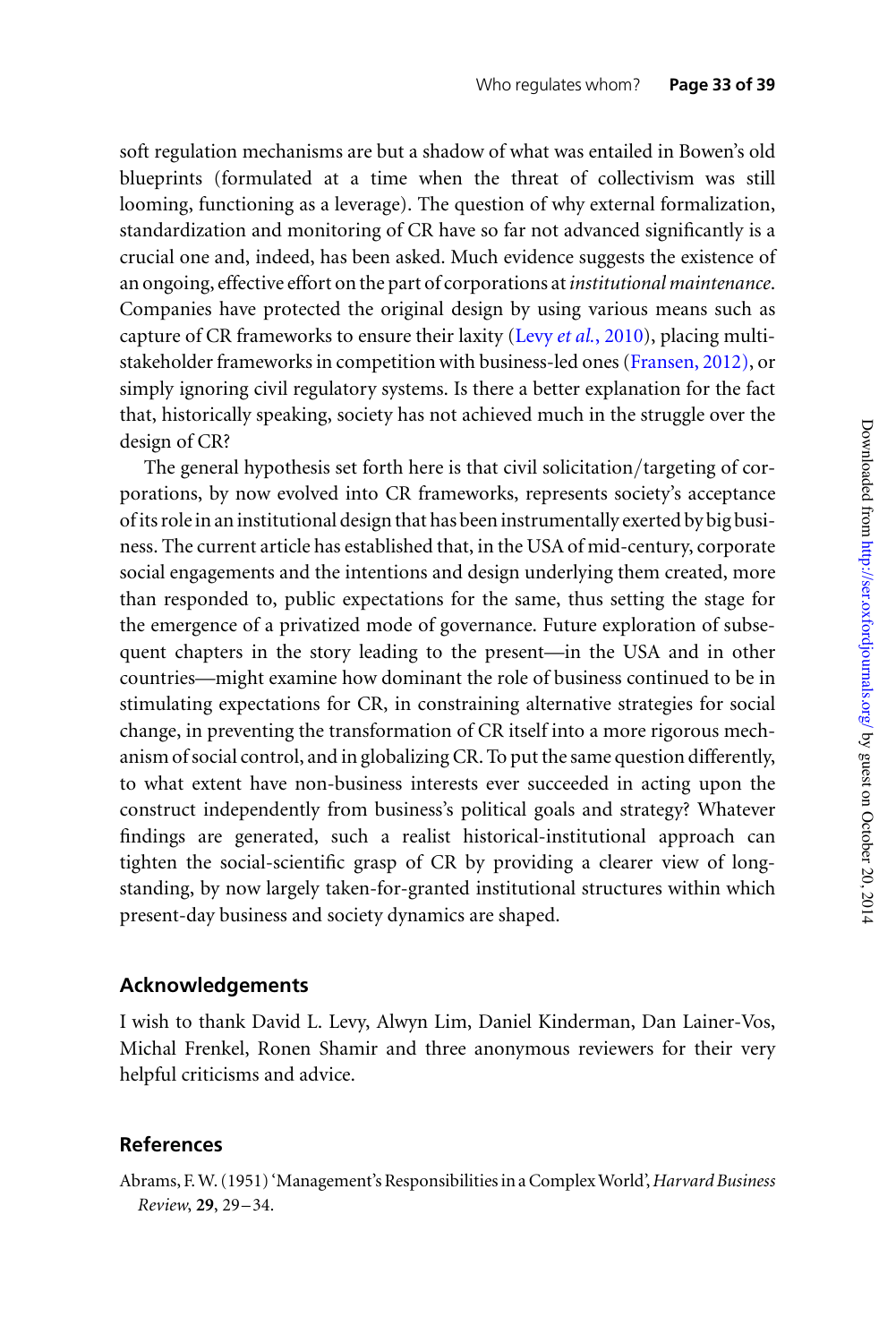soft regulation mechanisms are but a shadow of what was entailed in Bowen's old blueprints (formulated at a time when the threat of collectivism was still looming, functioning as a leverage). The question of why external formalization, standardization and monitoring of CR have so far not advanced significantly is a crucial one and, indeed, has been asked. Much evidence suggests the existence of an ongoing, effective effort on the part of corporations at *institutional maintenance*. Companies have protected the original design by using various means such as capture of CR frameworks to ensure their laxity (Levy *et al.*, 2010), placing multi-stakeholder frameworks in competition with business-led ones (Fransen, 2012), or simply ignoring civil regulatory systems. Is there a better explanation for the fact that, historically speaking, society has not achieved much in the struggle over the design of CR?

The general hypothesis set forth here is that civil solicitation/targeting of corporations, by now evolved into CR frameworks, represents society's acceptance of its role in an institutional design that has been instrumentally exerted by big business. The current article has established that, in the USA of mid-century, corporate social engagements and the intentions and design underlying them created, more than responded to, public expectations for the same, thus setting the stage for the emergence of a privatized mode of governance. Future exploration of subsequent chapters in the story leading to the present—in the USA and in other countries—might examine how dominant the role of business continued to be in stimulating expectations for CR, in constraining alternative strategies for social change, in preventing the transformation of CR itself into a more rigorous mechanism of social control, and in globalizing CR. To put the same question differently, to what extent have non-business interests ever succeeded in acting upon the construct independently from business's political goals and strategy? Whatever findings are generated, such a realist historical-institutional approach can tighten the social-scientific grasp of CR by providing a clearer view of long-standing, by now largely taken-for-granted institutional structures within which present-day business and society dynamics are shaped.

## Acknowledgements

I wish to thank David L. Levy, Alwyn Lim, Daniel Kinderman, Dan Lainer-Vos, Michal Frenkel, Ronen Shamir and three anonymous reviewers for their very helpful criticisms and advice.

## References

Abrams, F. W. (1951) 'Management's Responsibilities in a Complex World', *Harvard Business Review*, **29**, 29–34.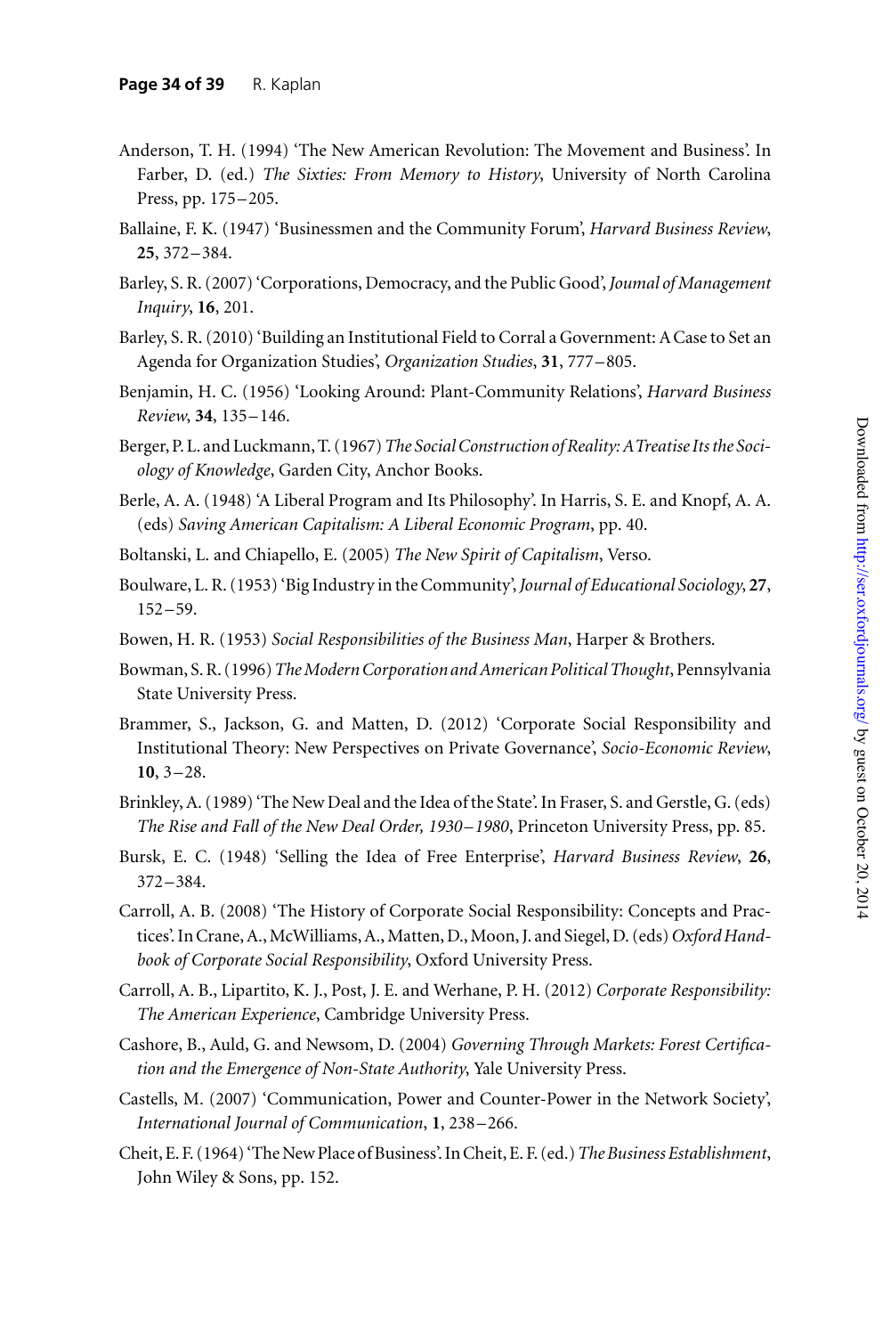Anderson, T. H. (1994) 'The New American Revolution: The Movement and Business'. In Farber, D. (ed.) *The Sixties: From Memory to History*, University of North Carolina Press, pp. 175–205.

Ballaine, F. K. (1947) 'Businessmen and the Community Forum', *Harvard Business Review*, **25**, 372–384.

Barley, S. R. (2007) 'Corporations, Democracy, and the Public Good', *Joumal of Management Inquiry*, **16**, 201.

Barley, S. R. (2010) 'Building an Institutional Field to Corral a Government: A Case to Set an Agenda for Organization Studies', *Organization Studies*, **31**, 777–805.

Benjamin, H. C. (1956) 'Looking Around: Plant-Community Relations', *Harvard Business Review*, **34**, 135–146.

Berger, P. L. and Luckmann, T. (1967) *The Social Construction of Reality: A Treatise Its the Sociology of Knowledge*, Garden City, Anchor Books.

Berle, A. A. (1948) 'A Liberal Program and Its Philosophy'. In Harris, S. E. and Knopf, A. A. (eds) *Saving American Capitalism: A Liberal Economic Program*, pp. 40.

Boltanski, L. and Chiapello, E. (2005) *The New Spirit of Capitalism*, Verso.

Boulware, L. R. (1953) 'Big Industry in the Community', *Journal of Educational Sociology*, **27**, 152–59.

Bowen, H. R. (1953) *Social Responsibilities of the Business Man*, Harper & Brothers.

Bowman, S. R. (1996) *The Modern Corporation and American Political Thought*, Pennsylvania State University Press.

Brammer, S., Jackson, G. and Matten, D. (2012) 'Corporate Social Responsibility and Institutional Theory: New Perspectives on Private Governance', *Socio-Economic Review*, **10**, 3–28.

Brinkley, A. (1989) 'The New Deal and the Idea of the State'. In Fraser, S. and Gerstle, G. (eds) *The Rise and Fall of the New Deal Order, 1930–1980*, Princeton University Press, pp. 85.

Bursk, E. C. (1948) 'Selling the Idea of Free Enterprise', *Harvard Business Review*, **26**, 372–384.

Carroll, A. B. (2008) 'The History of Corporate Social Responsibility: Concepts and Practices'. In Crane, A., McWilliams, A., Matten, D., Moon, J. and Siegel, D. (eds) *Oxford Handbook of Corporate Social Responsibility*, Oxford University Press.

Carroll, A. B., Lipartito, K. J., Post, J. E. and Werhane, P. H. (2012) *Corporate Responsibility: The American Experience*, Cambridge University Press.

Cashore, B., Auld, G. and Newsom, D. (2004) *Governing Through Markets: Forest Certification and the Emergence of Non-State Authority*, Yale University Press.

Castells, M. (2007) 'Communication, Power and Counter-Power in the Network Society', *International Journal of Communication*, **1**, 238–266.

Cheit, E. F. (1964) 'The New Place of Business'. In Cheit, E. F. (ed.) *The Business Establishment*, John Wiley & Sons, pp. 152.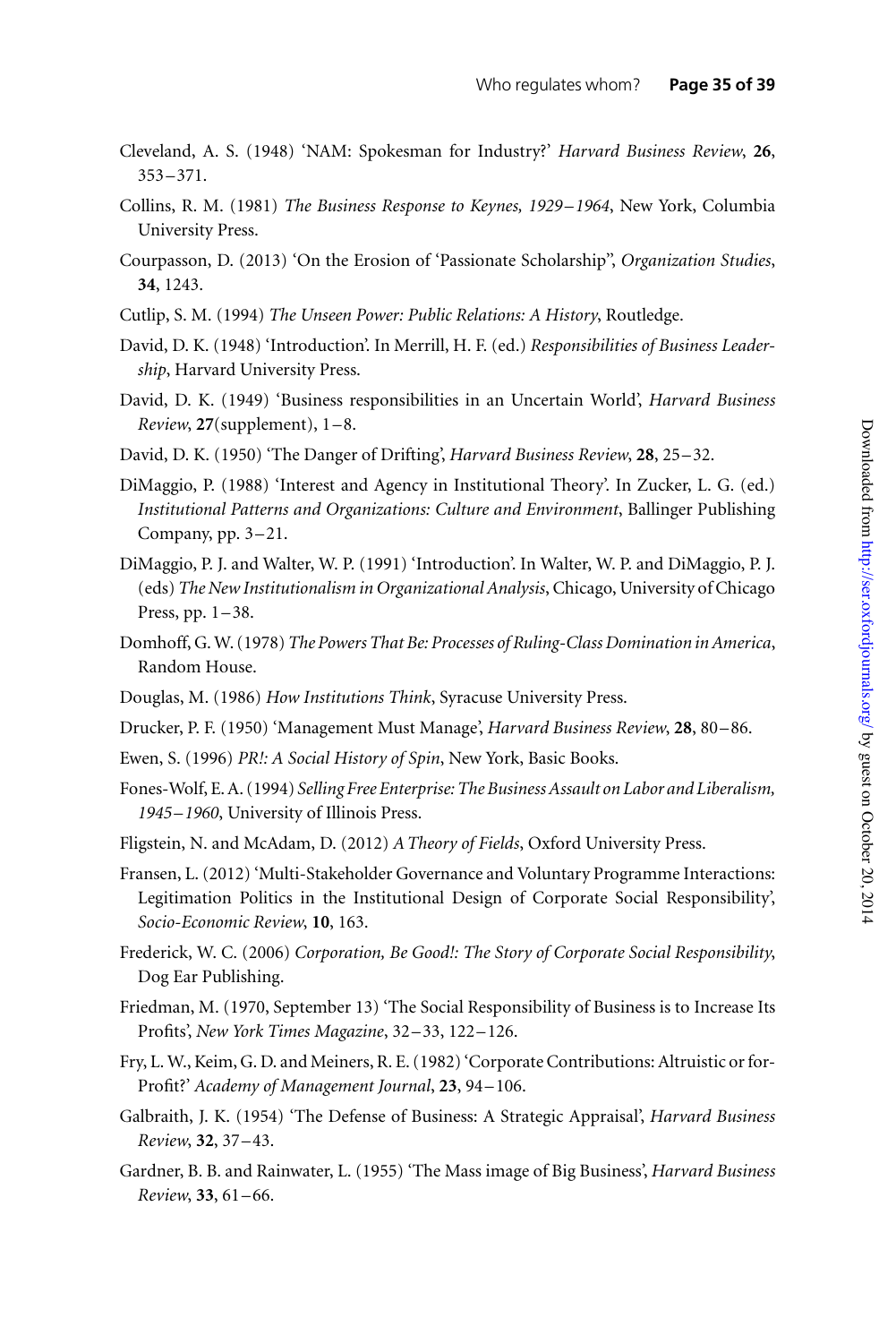Cleveland, A. S. (1948) 'NAM: Spokesman for Industry?' *Harvard Business Review*, **26**, 353–371.

Collins, R. M. (1981) *The Business Response to Keynes, 1929–1964*, New York, Columbia University Press.

Courpasson, D. (2013) 'On the Erosion of 'Passionate Scholarship'', *Organization Studies*, **34**, 1243.

Cutlip, S. M. (1994) *The Unseen Power: Public Relations: A History*, Routledge.

David, D. K. (1948) 'Introduction'. In Merrill, H. F. (ed.) *Responsibilities of Business Leadership*, Harvard University Press.

David, D. K. (1949) 'Business responsibilities in an Uncertain World', *Harvard Business Review*, **27**(supplement), 1–8.

David, D. K. (1950) 'The Danger of Drifting', *Harvard Business Review*, **28**, 25–32.

DiMaggio, P. (1988) 'Interest and Agency in Institutional Theory'. In Zucker, L. G. (ed.) *Institutional Patterns and Organizations: Culture and Environment*, Ballinger Publishing Company, pp. 3–21.

DiMaggio, P. J. and Walter, W. P. (1991) 'Introduction'. In Walter, W. P. and DiMaggio, P. J. (eds) *The New Institutionalism in Organizational Analysis*, Chicago, University of Chicago Press, pp. 1–38.

Domhoff, G. W. (1978) *The Powers That Be: Processes of Ruling-Class Domination in America*, Random House.

Douglas, M. (1986) *How Institutions Think*, Syracuse University Press.

Drucker, P. F. (1950) 'Management Must Manage', *Harvard Business Review*, **28**, 80–86.

Ewen, S. (1996) *PR!: A Social History of Spin*, New York, Basic Books.

Fones-Wolf, E. A. (1994) *Selling Free Enterprise: The Business Assault on Labor and Liberalism, 1945–1960*, University of Illinois Press.

Fligstein, N. and McAdam, D. (2012) *A Theory of Fields*, Oxford University Press.

Fransen, L. (2012) 'Multi-Stakeholder Governance and Voluntary Programme Interactions: Legitimation Politics in the Institutional Design of Corporate Social Responsibility', *Socio-Economic Review*, **10**, 163.

Frederick, W. C. (2006) *Corporation, Be Good!: The Story of Corporate Social Responsibility*, Dog Ear Publishing.

Friedman, M. (1970, September 13) 'The Social Responsibility of Business is to Increase Its Profits', *New York Times Magazine*, 32–33, 122–126.

Fry, L. W., Keim, G. D. and Meiners, R. E. (1982) 'Corporate Contributions: Altruistic or for-Profit?' *Academy of Management Journal*, **23**, 94–106.

Galbraith, J. K. (1954) 'The Defense of Business: A Strategic Appraisal', *Harvard Business Review*, **32**, 37–43.

Gardner, B. B. and Rainwater, L. (1955) 'The Mass image of Big Business', *Harvard Business Review*, **33**, 61–66.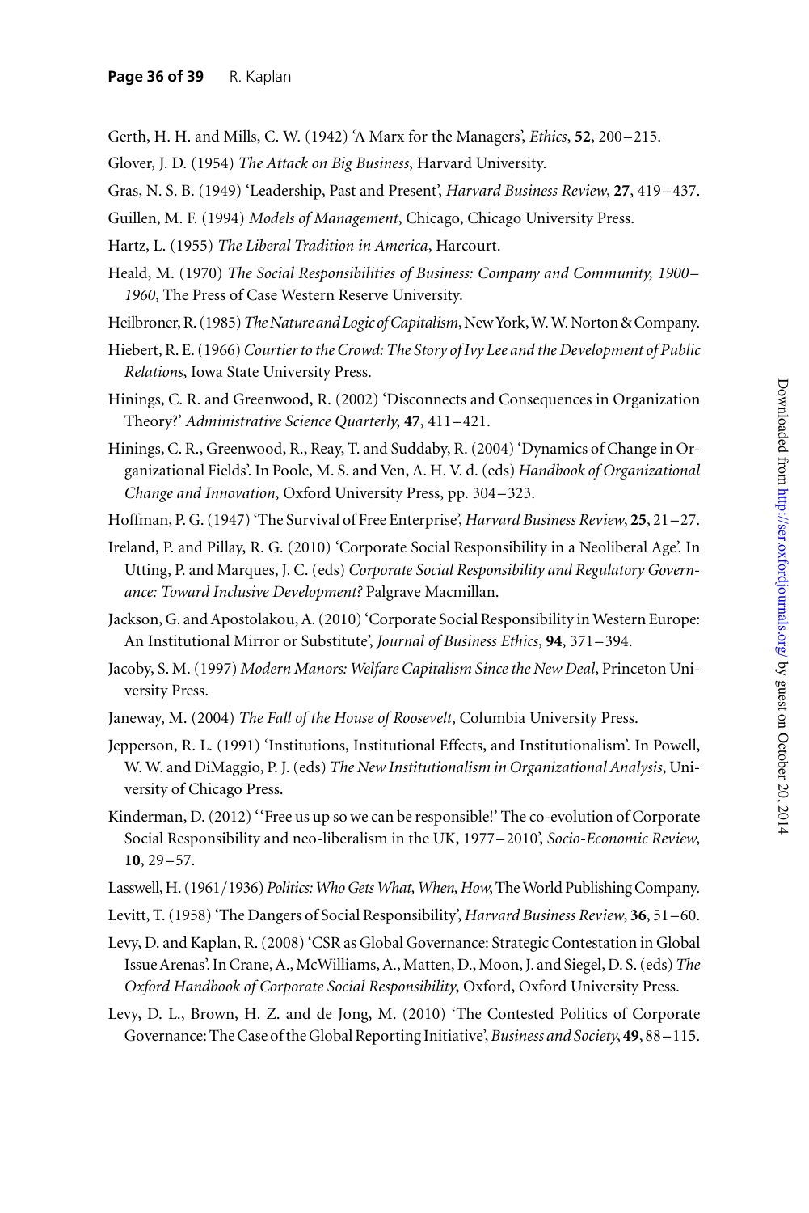Gerth, H. H. and Mills, C. W. (1942) 'A Marx for the Managers', *Ethics*, **52**, 200–215.

Glover, J. D. (1954) *The Attack on Big Business*, Harvard University.

Gras, N. S. B. (1949) 'Leadership, Past and Present', *Harvard Business Review*, **27**, 419–437.

Guillen, M. F. (1994) *Models of Management*, Chicago, Chicago University Press.

Hartz, L. (1955) *The Liberal Tradition in America*, Harcourt.

Heald, M. (1970) *The Social Responsibilities of Business: Company and Community, 1900–1960*, The Press of Case Western Reserve University.

Heilbroner, R. (1985) *The Nature and Logic of Capitalism*, New York, W. W. Norton & Company.

Hiebert, R. E. (1966) *Courtier to the Crowd: The Story of Ivy Lee and the Development of Public Relations*, Iowa State University Press.

Hinings, C. R. and Greenwood, R. (2002) 'Disconnects and Consequences in Organization Theory?' *Administrative Science Quarterly*, **47**, 411–421.

Hinings, C. R., Greenwood, R., Reay, T. and Suddaby, R. (2004) 'Dynamics of Change in Organizational Fields'. In Poole, M. S. and Ven, A. H. V. d. (eds) *Handbook of Organizational Change and Innovation*, Oxford University Press, pp. 304–323.

Hoffman, P. G. (1947) 'The Survival of Free Enterprise', *Harvard Business Review*, **25**, 21–27.

Ireland, P. and Pillay, R. G. (2010) 'Corporate Social Responsibility in a Neoliberal Age'. In Utting, P. and Marques, J. C. (eds) *Corporate Social Responsibility and Regulatory Governance: Toward Inclusive Development?* Palgrave Macmillan.

Jackson, G. and Apostolakou, A. (2010) 'Corporate Social Responsibility in Western Europe: An Institutional Mirror or Substitute', *Journal of Business Ethics*, **94**, 371–394.

Jacoby, S. M. (1997) *Modern Manors: Welfare Capitalism Since the New Deal*, Princeton University Press.

Janeway, M. (2004) *The Fall of the House of Roosevelt*, Columbia University Press.

Jepperson, R. L. (1991) 'Institutions, Institutional Effects, and Institutionalism'. In Powell, W. W. and DiMaggio, P. J. (eds) *The New Institutionalism in Organizational Analysis*, University of Chicago Press.

Kinderman, D. (2012) ''Free us up so we can be responsible!' The co-evolution of Corporate Social Responsibility and neo-liberalism in the UK, 1977–2010', *Socio-Economic Review*, **10**, 29–57.

Lasswell, H. (1961/1936) *Politics: Who Gets What, When, How*, The World Publishing Company.

Levitt, T. (1958) 'The Dangers of Social Responsibility', *Harvard Business Review*, **36**, 51–60.

Levy, D. and Kaplan, R. (2008) 'CSR as Global Governance: Strategic Contestation in Global Issue Arenas'. In Crane, A., McWilliams, A., Matten, D., Moon, J. and Siegel, D. S. (eds) *The Oxford Handbook of Corporate Social Responsibility*, Oxford, Oxford University Press.

Levy, D. L., Brown, H. Z. and de Jong, M. (2010) 'The Contested Politics of Corporate Governance: The Case of the Global Reporting Initiative', *Business and Society*, **49**, 88–115.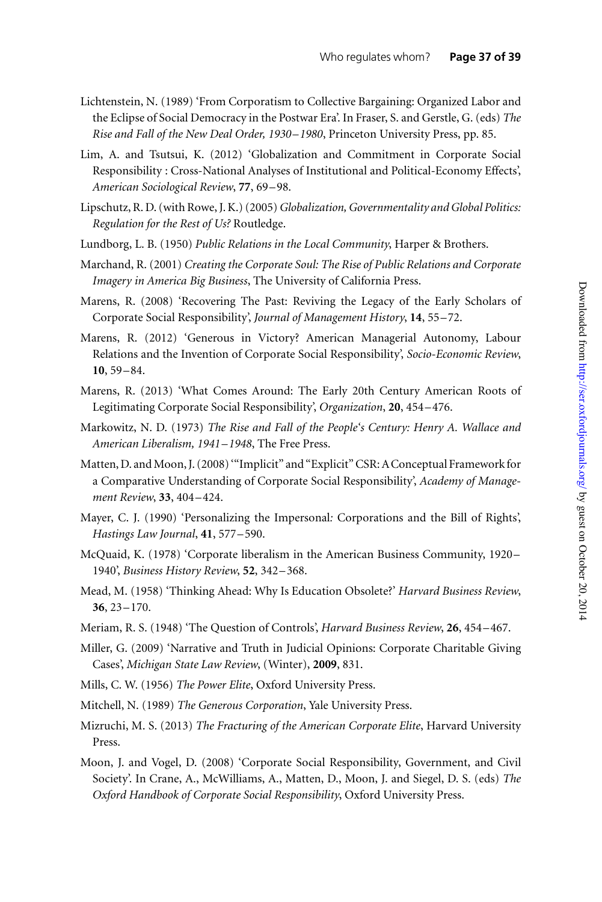Lichtenstein, N. (1989) 'From Corporatism to Collective Bargaining: Organized Labor and the Eclipse of Social Democracy in the Postwar Era'. In Fraser, S. and Gerstle, G. (eds) *The Rise and Fall of the New Deal Order, 1930–1980*, Princeton University Press, pp. 85.

Lim, A. and Tsutsui, K. (2012) 'Globalization and Commitment in Corporate Social Responsibility : Cross-National Analyses of Institutional and Political-Economy Effects', *American Sociological Review*, **77**, 69–98.

Lipschutz, R. D. (with Rowe, J. K.) (2005) *Globalization, Governmentality and Global Politics: Regulation for the Rest of Us?* Routledge.

Lundborg, L. B. (1950) *Public Relations in the Local Community*, Harper & Brothers.

Marchand, R. (2001) *Creating the Corporate Soul: The Rise of Public Relations and Corporate Imagery in America Big Business*, The University of California Press.

Marens, R. (2008) 'Recovering The Past: Reviving the Legacy of the Early Scholars of Corporate Social Responsibility', *Journal of Management History*, **14**, 55–72.

Marens, R. (2012) 'Generous in Victory? American Managerial Autonomy, Labour Relations and the Invention of Corporate Social Responsibility', *Socio-Economic Review*, **10**, 59–84.

Marens, R. (2013) 'What Comes Around: The Early 20th Century American Roots of Legitimating Corporate Social Responsibility', *Organization*, **20**, 454–476.

Markowitz, N. D. (1973) *The Rise and Fall of the People's Century: Henry A. Wallace and American Liberalism, 1941–1948*, The Free Press.

Matten, D. and Moon, J. (2008) '"Implicit" and "Explicit" CSR: A Conceptual Framework for a Comparative Understanding of Corporate Social Responsibility', *Academy of Management Review*, **33**, 404–424.

Mayer, C. J. (1990) 'Personalizing the Impersonal: Corporations and the Bill of Rights', *Hastings Law Journal*, **41**, 577–590.

McQuaid, K. (1978) 'Corporate liberalism in the American Business Community, 1920–1940', *Business History Review*, **52**, 342–368.

Mead, M. (1958) 'Thinking Ahead: Why Is Education Obsolete?' *Harvard Business Review*, **36**, 23–170.

Meriam, R. S. (1948) 'The Question of Controls', *Harvard Business Review*, **26**, 454–467.

Miller, G. (2009) 'Narrative and Truth in Judicial Opinions: Corporate Charitable Giving Cases', *Michigan State Law Review*, (Winter), **2009**, 831.

Mills, C. W. (1956) *The Power Elite*, Oxford University Press.

Mitchell, N. (1989) *The Generous Corporation*, Yale University Press.

Mizruchi, M. S. (2013) *The Fracturing of the American Corporate Elite*, Harvard University Press.

Moon, J. and Vogel, D. (2008) 'Corporate Social Responsibility, Government, and Civil Society'. In Crane, A., McWilliams, A., Matten, D., Moon, J. and Siegel, D. S. (eds) *The Oxford Handbook of Corporate Social Responsibility*, Oxford University Press.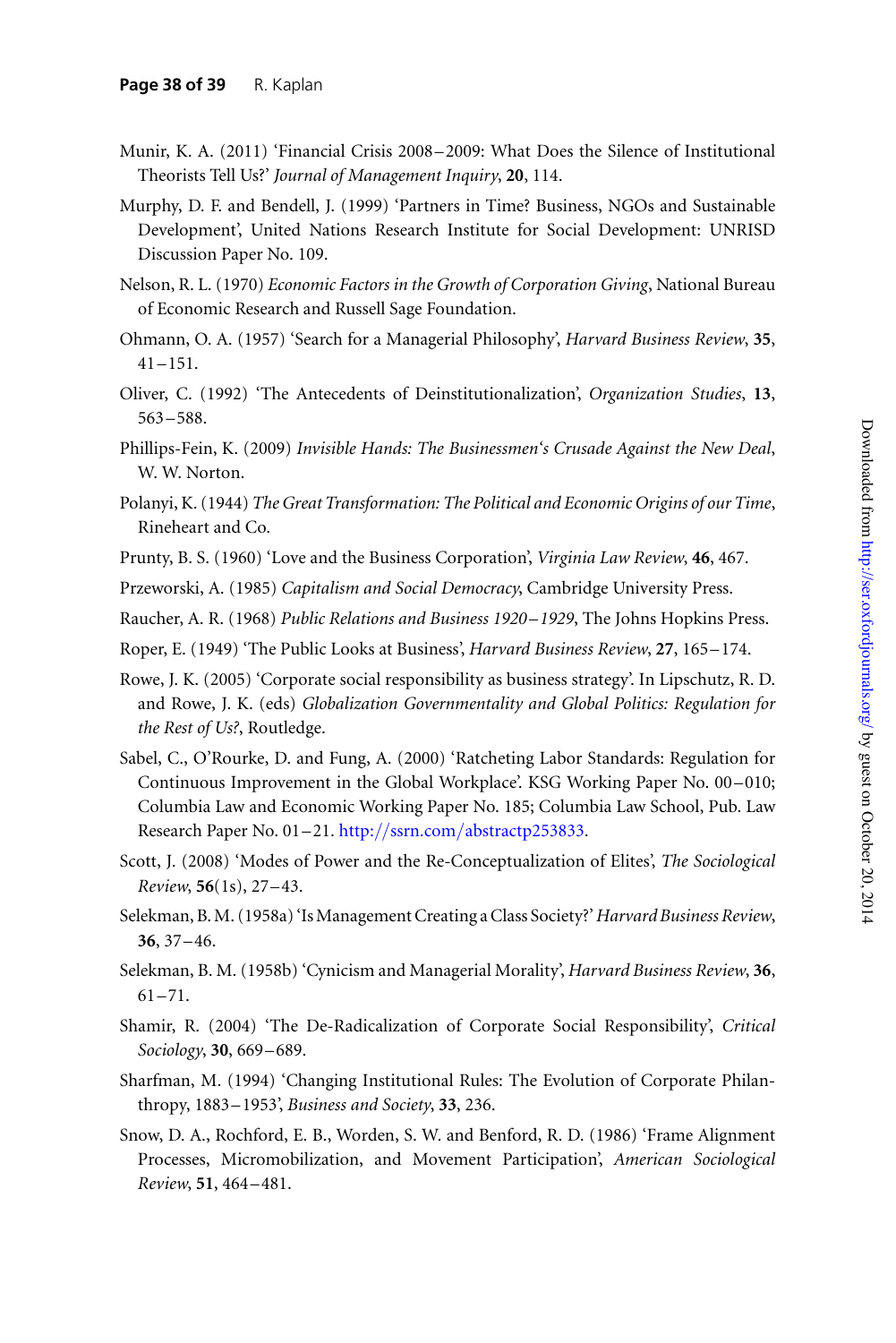Munir, K. A. (2011) 'Financial Crisis 2008–2009: What Does the Silence of Institutional Theorists Tell Us?' *Journal of Management Inquiry*, **20**, 114.

Murphy, D. F. and Bendell, J. (1999) 'Partners in Time? Business, NGOs and Sustainable Development', United Nations Research Institute for Social Development: UNRISD Discussion Paper No. 109.

Nelson, R. L. (1970) *Economic Factors in the Growth of Corporation Giving*, National Bureau of Economic Research and Russell Sage Foundation.

Ohmann, O. A. (1957) 'Search for a Managerial Philosophy', *Harvard Business Review*, **35**, 41–151.

Oliver, C. (1992) 'The Antecedents of Deinstitutionalization', *Organization Studies*, **13**, 563–588.

Phillips-Fein, K. (2009) *Invisible Hands: The Businessmen's Crusade Against the New Deal*, W. W. Norton.

Polanyi, K. (1944) *The Great Transformation: The Political and Economic Origins of our Time*, Rineheart and Co.

Prunty, B. S. (1960) 'Love and the Business Corporation', *Virginia Law Review*, **46**, 467.

Przeworski, A. (1985) *Capitalism and Social Democracy*, Cambridge University Press.

Raucher, A. R. (1968) *Public Relations and Business 1920–1929*, The Johns Hopkins Press.

Roper, E. (1949) 'The Public Looks at Business', *Harvard Business Review*, **27**, 165–174.

Rowe, J. K. (2005) 'Corporate social responsibility as business strategy'. In Lipschutz, R. D. and Rowe, J. K. (eds) *Globalization Governmentality and Global Politics: Regulation for the Rest of Us?*, Routledge.

Sabel, C., O'Rourke, D. and Fung, A. (2000) 'Ratcheting Labor Standards: Regulation for Continuous Improvement in the Global Workplace'. KSG Working Paper No. 00–010; Columbia Law and Economic Working Paper No. 185; Columbia Law School, Pub. Law Research Paper No. 01–21. http://ssrn.com/abstractp253833.

Scott, J. (2008) 'Modes of Power and the Re-Conceptualization of Elites', *The Sociological Review*, **56**(1s), 27–43.

Selekman, B. M. (1958a) 'Is Management Creating a Class Society?' *Harvard Business Review*, **36**, 37–46.

Selekman, B. M. (1958b) 'Cynicism and Managerial Morality', *Harvard Business Review*, **36**, 61–71.

Shamir, R. (2004) 'The De-Radicalization of Corporate Social Responsibility', *Critical Sociology*, **30**, 669–689.

Sharfman, M. (1994) 'Changing Institutional Rules: The Evolution of Corporate Philanthropy, 1883–1953', *Business and Society*, **33**, 236.

Snow, D. A., Rochford, E. B., Worden, S. W. and Benford, R. D. (1986) 'Frame Alignment Processes, Micromobilization, and Movement Participation', *American Sociological Review*, **51**, 464–481.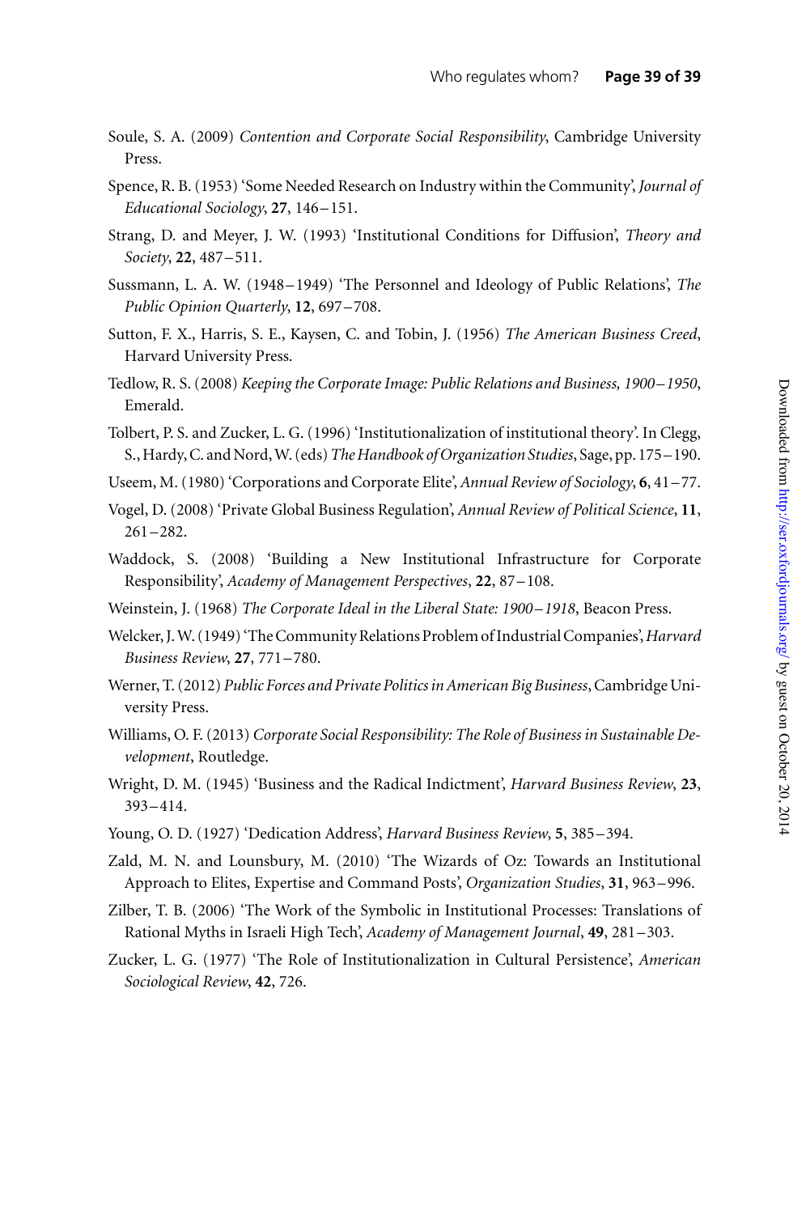Soule, S. A. (2009) *Contention and Corporate Social Responsibility*, Cambridge University Press.

Spence, R. B. (1953) 'Some Needed Research on Industry within the Community', *Journal of Educational Sociology*, **27**, 146–151.

Strang, D. and Meyer, J. W. (1993) 'Institutional Conditions for Diffusion', *Theory and Society*, **22**, 487–511.

Sussmann, L. A. W. (1948–1949) 'The Personnel and Ideology of Public Relations', *The Public Opinion Quarterly*, **12**, 697–708.

Sutton, F. X., Harris, S. E., Kaysen, C. and Tobin, J. (1956) *The American Business Creed*, Harvard University Press.

Tedlow, R. S. (2008) *Keeping the Corporate Image: Public Relations and Business, 1900–1950*, Emerald.

Tolbert, P. S. and Zucker, L. G. (1996) 'Institutionalization of institutional theory'. In Clegg, S., Hardy, C. and Nord, W. (eds) *The Handbook of Organization Studies*, Sage, pp. 175–190.

Useem, M. (1980) 'Corporations and Corporate Elite', *Annual Review of Sociology*, **6**, 41–77.

Vogel, D. (2008) 'Private Global Business Regulation', *Annual Review of Political Science*, **11**, 261–282.

Waddock, S. (2008) 'Building a New Institutional Infrastructure for Corporate Responsibility', *Academy of Management Perspectives*, **22**, 87–108.

Weinstein, J. (1968) *The Corporate Ideal in the Liberal State: 1900–1918*, Beacon Press.

Welcker, J. W. (1949) 'The Community Relations Problem of Industrial Companies', *Harvard Business Review*, **27**, 771–780.

Werner, T. (2012) *Public Forces and Private Politics in American Big Business*, Cambridge University Press.

Williams, O. F. (2013) *Corporate Social Responsibility: The Role of Business in Sustainable Development*, Routledge.

Wright, D. M. (1945) 'Business and the Radical Indictment', *Harvard Business Review*, **23**, 393–414.

Young, O. D. (1927) 'Dedication Address', *Harvard Business Review*, **5**, 385–394.

Zald, M. N. and Lounsbury, M. (2010) 'The Wizards of Oz: Towards an Institutional Approach to Elites, Expertise and Command Posts', *Organization Studies*, **31**, 963–996.

Zilber, T. B. (2006) 'The Work of the Symbolic in Institutional Processes: Translations of Rational Myths in Israeli High Tech', *Academy of Management Journal*, **49**, 281–303.

Zucker, L. G. (1977) 'The Role of Institutionalization in Cultural Persistence', *American Sociological Review*, **42**, 726.